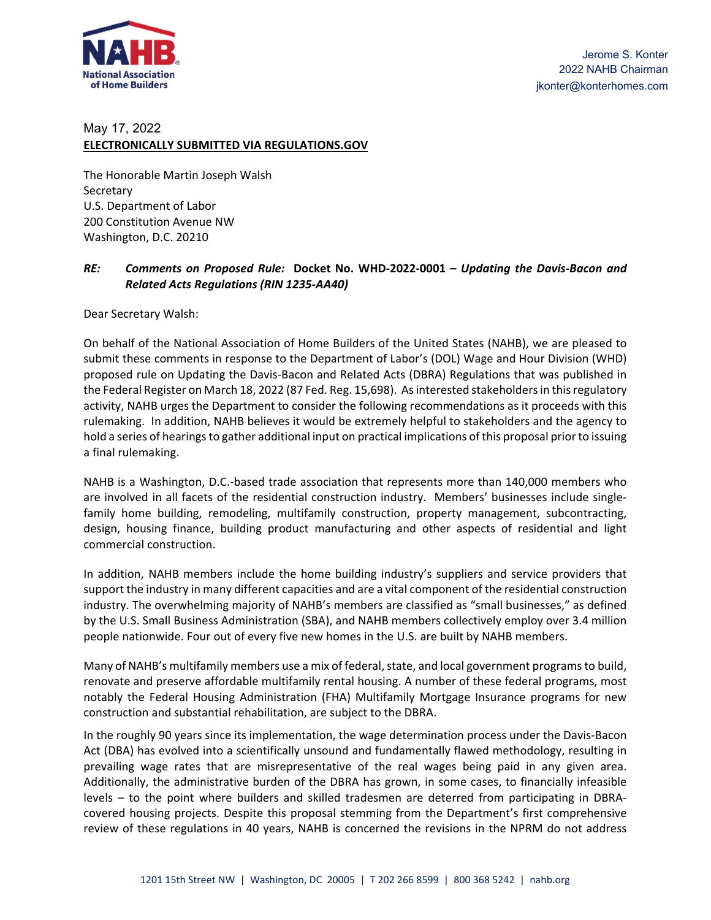Jerome S. Konter
2022 NAHB Chairman
jkonter@konterhomes.com

May 17, 2022
**ELECTRONICALLY SUBMITTED VIA REGULATIONS.GOV**

The Honorable Martin Joseph Walsh
Secretary
U.S. Department of Labor
200 Constitution Avenue NW
Washington, D.C. 20210

***RE:*** ***Comments on Proposed Rule:*** **Docket No. WHD-2022-0001 –** ***Updating the Davis-Bacon and Related Acts Regulations (RIN 1235-AA40)***

Dear Secretary Walsh:

On behalf of the National Association of Home Builders of the United States (NAHB), we are pleased to submit these comments in response to the Department of Labor's (DOL) Wage and Hour Division (WHD) proposed rule on Updating the Davis-Bacon and Related Acts (DBRA) Regulations that was published in the Federal Register on March 18, 2022 (87 Fed. Reg. 15,698). As interested stakeholders in this regulatory activity, NAHB urges the Department to consider the following recommendations as it proceeds with this rulemaking. In addition, NAHB believes it would be extremely helpful to stakeholders and the agency to hold a series of hearings to gather additional input on practical implications of this proposal prior to issuing a final rulemaking.

NAHB is a Washington, D.C.-based trade association that represents more than 140,000 members who are involved in all facets of the residential construction industry. Members' businesses include single-family home building, remodeling, multifamily construction, property management, subcontracting, design, housing finance, building product manufacturing and other aspects of residential and light commercial construction.

In addition, NAHB members include the home building industry's suppliers and service providers that support the industry in many different capacities and are a vital component of the residential construction industry. The overwhelming majority of NAHB's members are classified as "small businesses," as defined by the U.S. Small Business Administration (SBA), and NAHB members collectively employ over 3.4 million people nationwide. Four out of every five new homes in the U.S. are built by NAHB members.

Many of NAHB's multifamily members use a mix of federal, state, and local government programs to build, renovate and preserve affordable multifamily rental housing. A number of these federal programs, most notably the Federal Housing Administration (FHA) Multifamily Mortgage Insurance programs for new construction and substantial rehabilitation, are subject to the DBRA.

In the roughly 90 years since its implementation, the wage determination process under the Davis-Bacon Act (DBA) has evolved into a scientifically unsound and fundamentally flawed methodology, resulting in prevailing wage rates that are misrepresentative of the real wages being paid in any given area. Additionally, the administrative burden of the DBRA has grown, in some cases, to financially infeasible levels – to the point where builders and skilled tradesmen are deterred from participating in DBRA-covered housing projects. Despite this proposal stemming from the Department's first comprehensive review of these regulations in 40 years, NAHB is concerned the revisions in the NPRM do not address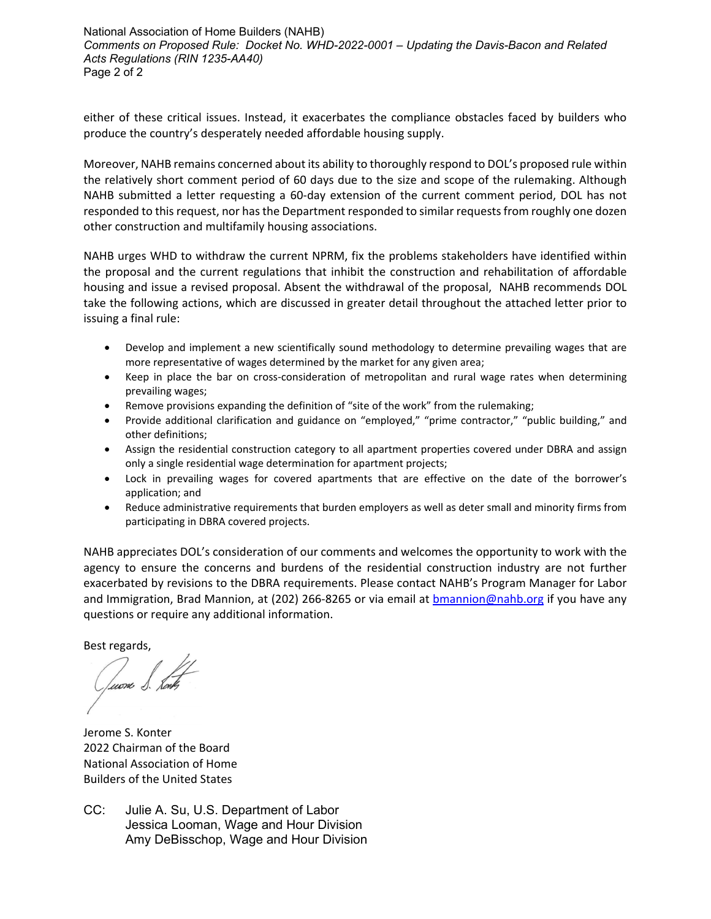either of these critical issues. Instead, it exacerbates the compliance obstacles faced by builders who produce the country's desperately needed affordable housing supply.

Moreover, NAHB remains concerned about its ability to thoroughly respond to DOL's proposed rule within the relatively short comment period of 60 days due to the size and scope of the rulemaking. Although NAHB submitted a letter requesting a 60-day extension of the current comment period, DOL has not responded to this request, nor has the Department responded to similar requests from roughly one dozen other construction and multifamily housing associations.

NAHB urges WHD to withdraw the current NPRM, fix the problems stakeholders have identified within the proposal and the current regulations that inhibit the construction and rehabilitation of affordable housing and issue a revised proposal. Absent the withdrawal of the proposal, NAHB recommends DOL take the following actions, which are discussed in greater detail throughout the attached letter prior to issuing a final rule:

- Develop and implement a new scientifically sound methodology to determine prevailing wages that are more representative of wages determined by the market for any given area;
- Keep in place the bar on cross-consideration of metropolitan and rural wage rates when determining prevailing wages;
- Remove provisions expanding the definition of "site of the work" from the rulemaking;
- Provide additional clarification and guidance on "employed," "prime contractor," "public building," and other definitions;
- Assign the residential construction category to all apartment properties covered under DBRA and assign only a single residential wage determination for apartment projects;
- Lock in prevailing wages for covered apartments that are effective on the date of the borrower's application; and
- Reduce administrative requirements that burden employers as well as deter small and minority firms from participating in DBRA covered projects.

NAHB appreciates DOL's consideration of our comments and welcomes the opportunity to work with the agency to ensure the concerns and burdens of the residential construction industry are not further exacerbated by revisions to the DBRA requirements. Please contact NAHB's Program Manager for Labor and Immigration, Brad Mannion, at (202) 266-8265 or via email at bmannion@nahb.org if you have any questions or require any additional information.

Best regards,

Jerome S. Konter
2022 Chairman of the Board
National Association of Home
Builders of the United States

CC: Julie A. Su, U.S. Department of Labor
Jessica Looman, Wage and Hour Division
Amy DeBisschop, Wage and Hour Division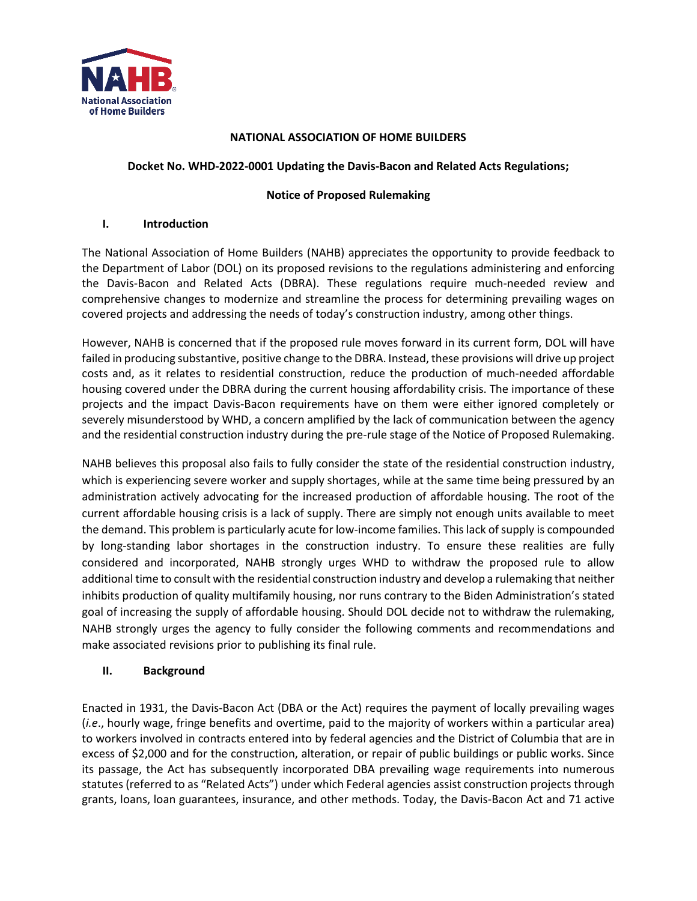**NATIONAL ASSOCIATION OF HOME BUILDERS**

**Docket No. WHD-2022-0001 Updating the Davis-Bacon and Related Acts Regulations;**

**Notice of Proposed Rulemaking**

## I. Introduction

The National Association of Home Builders (NAHB) appreciates the opportunity to provide feedback to the Department of Labor (DOL) on its proposed revisions to the regulations administering and enforcing the Davis-Bacon and Related Acts (DBRA). These regulations require much-needed review and comprehensive changes to modernize and streamline the process for determining prevailing wages on covered projects and addressing the needs of today's construction industry, among other things.

However, NAHB is concerned that if the proposed rule moves forward in its current form, DOL will have failed in producing substantive, positive change to the DBRA. Instead, these provisions will drive up project costs and, as it relates to residential construction, reduce the production of much-needed affordable housing covered under the DBRA during the current housing affordability crisis. The importance of these projects and the impact Davis-Bacon requirements have on them were either ignored completely or severely misunderstood by WHD, a concern amplified by the lack of communication between the agency and the residential construction industry during the pre-rule stage of the Notice of Proposed Rulemaking.

NAHB believes this proposal also fails to fully consider the state of the residential construction industry, which is experiencing severe worker and supply shortages, while at the same time being pressured by an administration actively advocating for the increased production of affordable housing. The root of the current affordable housing crisis is a lack of supply. There are simply not enough units available to meet the demand. This problem is particularly acute for low-income families. This lack of supply is compounded by long-standing labor shortages in the construction industry. To ensure these realities are fully considered and incorporated, NAHB strongly urges WHD to withdraw the proposed rule to allow additional time to consult with the residential construction industry and develop a rulemaking that neither inhibits production of quality multifamily housing, nor runs contrary to the Biden Administration's stated goal of increasing the supply of affordable housing. Should DOL decide not to withdraw the rulemaking, NAHB strongly urges the agency to fully consider the following comments and recommendations and make associated revisions prior to publishing its final rule.

## II. Background

Enacted in 1931, the Davis-Bacon Act (DBA or the Act) requires the payment of locally prevailing wages (*i.e.*, hourly wage, fringe benefits and overtime, paid to the majority of workers within a particular area) to workers involved in contracts entered into by federal agencies and the District of Columbia that are in excess of $2,000 and for the construction, alteration, or repair of public buildings or public works. Since its passage, the Act has subsequently incorporated DBA prevailing wage requirements into numerous statutes (referred to as "Related Acts") under which Federal agencies assist construction projects through grants, loans, loan guarantees, insurance, and other methods. Today, the Davis-Bacon Act and 71 active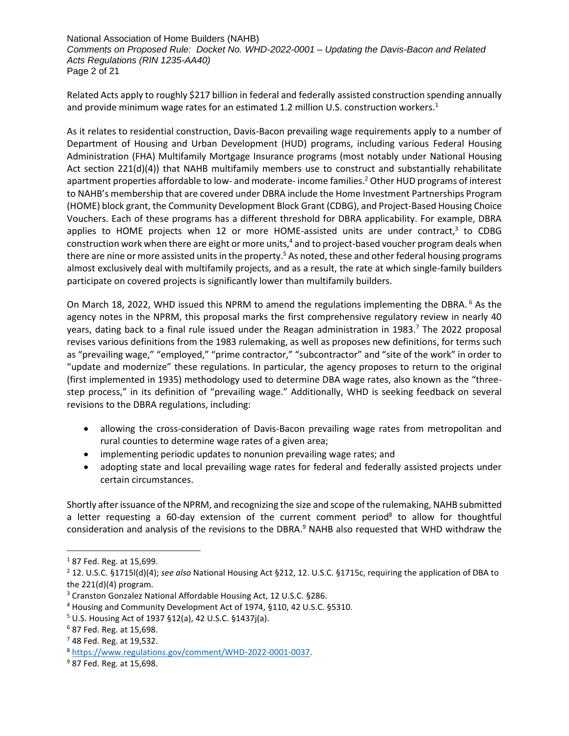Related Acts apply to roughly $217 billion in federal and federally assisted construction spending annually and provide minimum wage rates for an estimated 1.2 million U.S. construction workers.[1]

As it relates to residential construction, Davis-Bacon prevailing wage requirements apply to a number of Department of Housing and Urban Development (HUD) programs, including various Federal Housing Administration (FHA) Multifamily Mortgage Insurance programs (most notably under National Housing Act section 221(d)(4)) that NAHB multifamily members use to construct and substantially rehabilitate apartment properties affordable to low- and moderate- income families.[2] Other HUD programs of interest to NAHB's membership that are covered under DBRA include the Home Investment Partnerships Program (HOME) block grant, the Community Development Block Grant (CDBG), and Project-Based Housing Choice Vouchers. Each of these programs has a different threshold for DBRA applicability. For example, DBRA applies to HOME projects when 12 or more HOME-assisted units are under contract,[3] to CDBG construction work when there are eight or more units,[4] and to project-based voucher program deals when there are nine or more assisted units in the property.[5] As noted, these and other federal housing programs almost exclusively deal with multifamily projects, and as a result, the rate at which single-family builders participate on covered projects is significantly lower than multifamily builders.

On March 18, 2022, WHD issued this NPRM to amend the regulations implementing the DBRA.[6] As the agency notes in the NPRM, this proposal marks the first comprehensive regulatory review in nearly 40 years, dating back to a final rule issued under the Reagan administration in 1983.[7] The 2022 proposal revises various definitions from the 1983 rulemaking, as well as proposes new definitions, for terms such as "prevailing wage," "employed," "prime contractor," "subcontractor" and "site of the work" in order to "update and modernize" these regulations. In particular, the agency proposes to return to the original (first implemented in 1935) methodology used to determine DBA wage rates, also known as the "three-step process," in its definition of "prevailing wage." Additionally, WHD is seeking feedback on several revisions to the DBRA regulations, including:

- allowing the cross-consideration of Davis-Bacon prevailing wage rates from metropolitan and rural counties to determine wage rates of a given area;
- implementing periodic updates to nonunion prevailing wage rates; and
- adopting state and local prevailing wage rates for federal and federally assisted projects under certain circumstances.

Shortly after issuance of the NPRM, and recognizing the size and scope of the rulemaking, NAHB submitted a letter requesting a 60-day extension of the current comment period[8] to allow for thoughtful consideration and analysis of the revisions to the DBRA.[9] NAHB also requested that WHD withdraw the

---

[1] 87 Fed. Reg. at 15,699.

[2] 12. U.S.C. §1715l(d)(4); *see also* National Housing Act §212, 12. U.S.C. §1715c, requiring the application of DBA to the 221(d)(4) program.

[3] Cranston Gonzalez National Affordable Housing Act, 12 U.S.C. §286.

[4] Housing and Community Development Act of 1974, §110, 42 U.S.C. §5310.

[5] U.S. Housing Act of 1937 §12(a), 42 U.S.C. §1437j(a).

[6] 87 Fed. Reg. at 15,698.

[7] 48 Fed. Reg. at 19,532.

[8] https://www.regulations.gov/comment/WHD-2022-0001-0037.

[9] 87 Fed. Reg. at 15,698.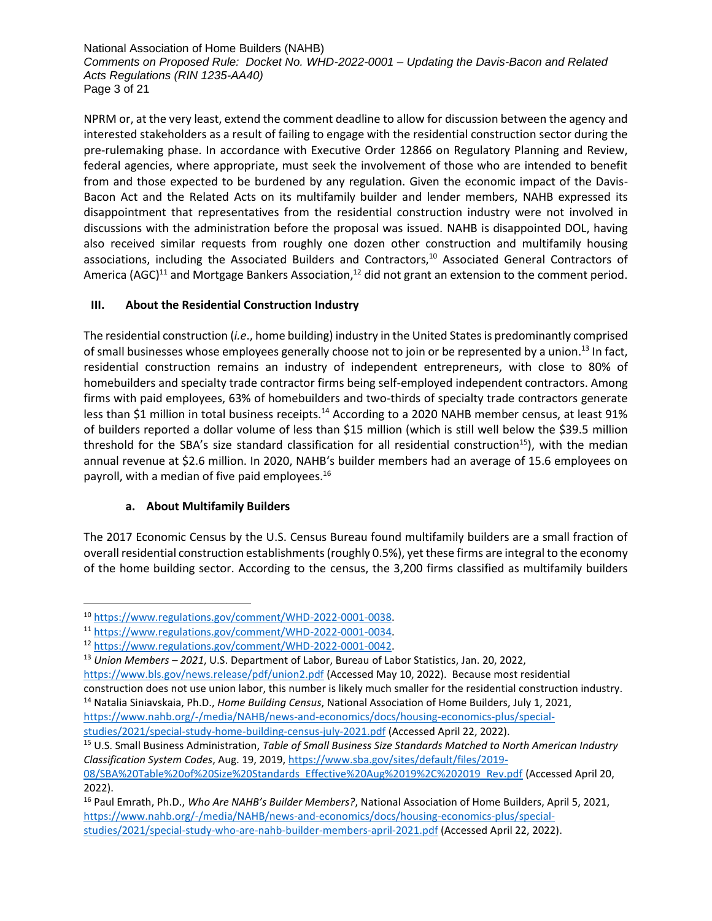NPRM or, at the very least, extend the comment deadline to allow for discussion between the agency and interested stakeholders as a result of failing to engage with the residential construction sector during the pre-rulemaking phase. In accordance with Executive Order 12866 on Regulatory Planning and Review, federal agencies, where appropriate, must seek the involvement of those who are intended to benefit from and those expected to be burdened by any regulation. Given the economic impact of the Davis-Bacon Act and the Related Acts on its multifamily builder and lender members, NAHB expressed its disappointment that representatives from the residential construction industry were not involved in discussions with the administration before the proposal was issued. NAHB is disappointed DOL, having also received similar requests from roughly one dozen other construction and multifamily housing associations, including the Associated Builders and Contractors,[10] Associated General Contractors of America (AGC)[11] and Mortgage Bankers Association,[12] did not grant an extension to the comment period.

## III. About the Residential Construction Industry

The residential construction (*i.e*., home building) industry in the United States is predominantly comprised of small businesses whose employees generally choose not to join or be represented by a union.[13] In fact, residential construction remains an industry of independent entrepreneurs, with close to 80% of homebuilders and specialty trade contractor firms being self-employed independent contractors. Among firms with paid employees, 63% of homebuilders and two-thirds of specialty trade contractors generate less than $1 million in total business receipts.[14] According to a 2020 NAHB member census, at least 91% of builders reported a dollar volume of less than $15 million (which is still well below the $39.5 million threshold for the SBA's size standard classification for all residential construction[15]), with the median annual revenue at $2.6 million. In 2020, NAHB's builder members had an average of 15.6 employees on payroll, with a median of five paid employees.[16]

### a. About Multifamily Builders

The 2017 Economic Census by the U.S. Census Bureau found multifamily builders are a small fraction of overall residential construction establishments (roughly 0.5%), yet these firms are integral to the economy of the home building sector. According to the census, the 3,200 firms classified as multifamily builders

---

[10] https://www.regulations.gov/comment/WHD-2022-0001-0038.

[11] https://www.regulations.gov/comment/WHD-2022-0001-0034.

[12] https://www.regulations.gov/comment/WHD-2022-0001-0042.

[13] *Union Members – 2021*, U.S. Department of Labor, Bureau of Labor Statistics, Jan. 20, 2022, https://www.bls.gov/news.release/pdf/union2.pdf (Accessed May 10, 2022). Because most residential construction does not use union labor, this number is likely much smaller for the residential construction industry.

[14] Natalia Siniavskaia, Ph.D., *Home Building Census*, National Association of Home Builders, July 1, 2021, https://www.nahb.org/-/media/NAHB/news-and-economics/docs/housing-economics-plus/special-studies/2021/special-study-home-building-census-july-2021.pdf (Accessed April 22, 2022).

[15] U.S. Small Business Administration, *Table of Small Business Size Standards Matched to North American Industry Classification System Codes*, Aug. 19, 2019, https://www.sba.gov/sites/default/files/2019-08/SBA%20Table%20of%20Size%20Standards_Effective%20Aug%2019%2C%202019_Rev.pdf (Accessed April 20, 2022).

[16] Paul Emrath, Ph.D., *Who Are NAHB's Builder Members?*, National Association of Home Builders, April 5, 2021, https://www.nahb.org/-/media/NAHB/news-and-economics/docs/housing-economics-plus/special-studies/2021/special-study-who-are-nahb-builder-members-april-2021.pdf (Accessed April 22, 2022).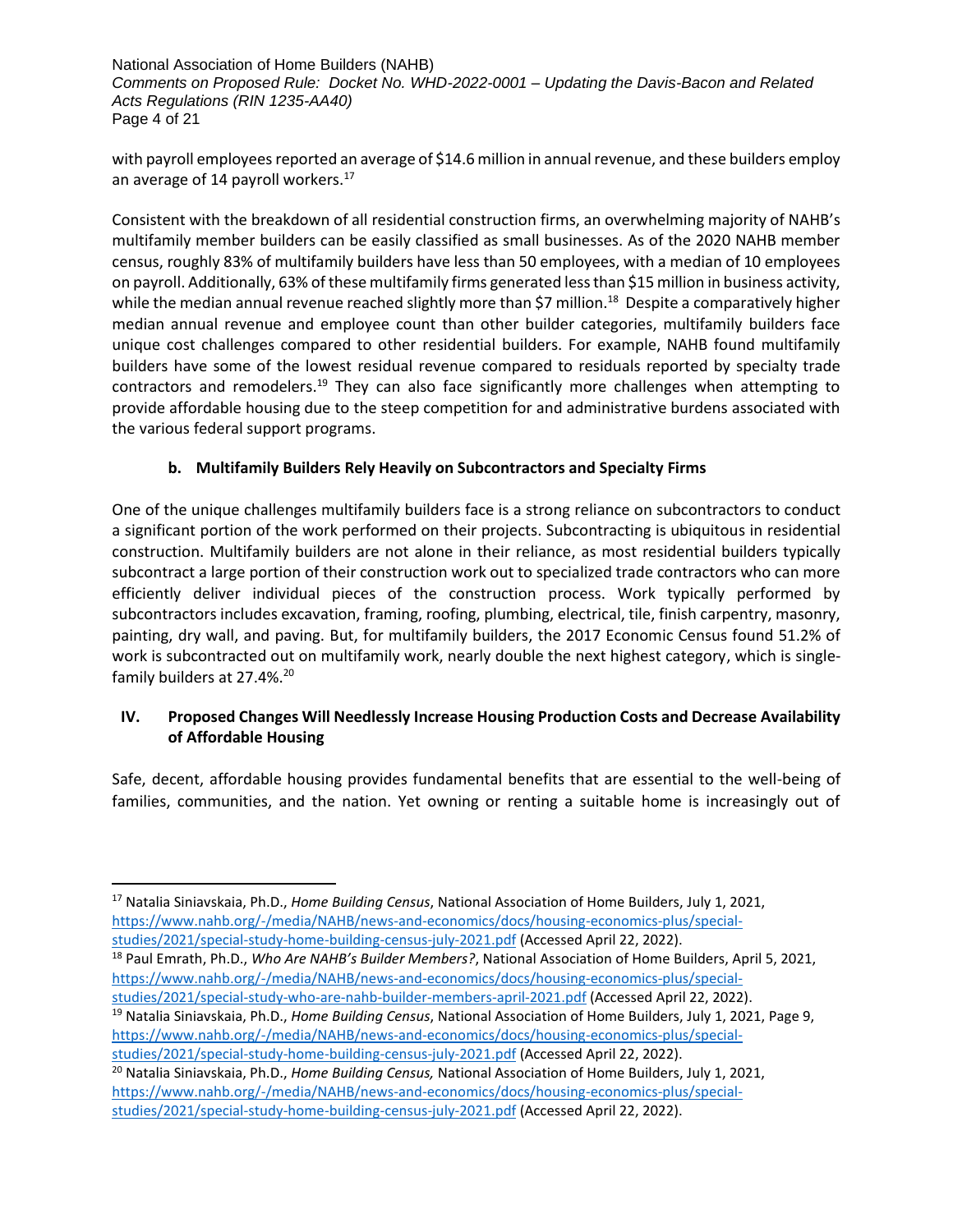with payroll employees reported an average of $14.6 million in annual revenue, and these builders employ an average of 14 payroll workers.[17]

Consistent with the breakdown of all residential construction firms, an overwhelming majority of NAHB's multifamily member builders can be easily classified as small businesses. As of the 2020 NAHB member census, roughly 83% of multifamily builders have less than 50 employees, with a median of 10 employees on payroll. Additionally, 63% of these multifamily firms generated less than $15 million in business activity, while the median annual revenue reached slightly more than $7 million.[18] Despite a comparatively higher median annual revenue and employee count than other builder categories, multifamily builders face unique cost challenges compared to other residential builders. For example, NAHB found multifamily builders have some of the lowest residual revenue compared to residuals reported by specialty trade contractors and remodelers.[19] They can also face significantly more challenges when attempting to provide affordable housing due to the steep competition for and administrative burdens associated with the various federal support programs.

### b. Multifamily Builders Rely Heavily on Subcontractors and Specialty Firms

One of the unique challenges multifamily builders face is a strong reliance on subcontractors to conduct a significant portion of the work performed on their projects. Subcontracting is ubiquitous in residential construction. Multifamily builders are not alone in their reliance, as most residential builders typically subcontract a large portion of their construction work out to specialized trade contractors who can more efficiently deliver individual pieces of the construction process. Work typically performed by subcontractors includes excavation, framing, roofing, plumbing, electrical, tile, finish carpentry, masonry, painting, dry wall, and paving. But, for multifamily builders, the 2017 Economic Census found 51.2% of work is subcontracted out on multifamily work, nearly double the next highest category, which is single-family builders at 27.4%.[20]

## IV. Proposed Changes Will Needlessly Increase Housing Production Costs and Decrease Availability of Affordable Housing

Safe, decent, affordable housing provides fundamental benefits that are essential to the well-being of families, communities, and the nation. Yet owning or renting a suitable home is increasingly out of

---

[17] Natalia Siniavskaia, Ph.D., *Home Building Census*, National Association of Home Builders, July 1, 2021, https://www.nahb.org/-/media/NAHB/news-and-economics/docs/housing-economics-plus/special-studies/2021/special-study-home-building-census-july-2021.pdf (Accessed April 22, 2022).

[18] Paul Emrath, Ph.D., *Who Are NAHB's Builder Members?*, National Association of Home Builders, April 5, 2021, https://www.nahb.org/-/media/NAHB/news-and-economics/docs/housing-economics-plus/special-studies/2021/special-study-who-are-nahb-builder-members-april-2021.pdf (Accessed April 22, 2022).

[19] Natalia Siniavskaia, Ph.D., *Home Building Census*, National Association of Home Builders, July 1, 2021, Page 9, https://www.nahb.org/-/media/NAHB/news-and-economics/docs/housing-economics-plus/special-studies/2021/special-study-home-building-census-july-2021.pdf (Accessed April 22, 2022).

[20] Natalia Siniavskaia, Ph.D., *Home Building Census,* National Association of Home Builders, July 1, 2021, https://www.nahb.org/-/media/NAHB/news-and-economics/docs/housing-economics-plus/special-studies/2021/special-study-home-building-census-july-2021.pdf (Accessed April 22, 2022).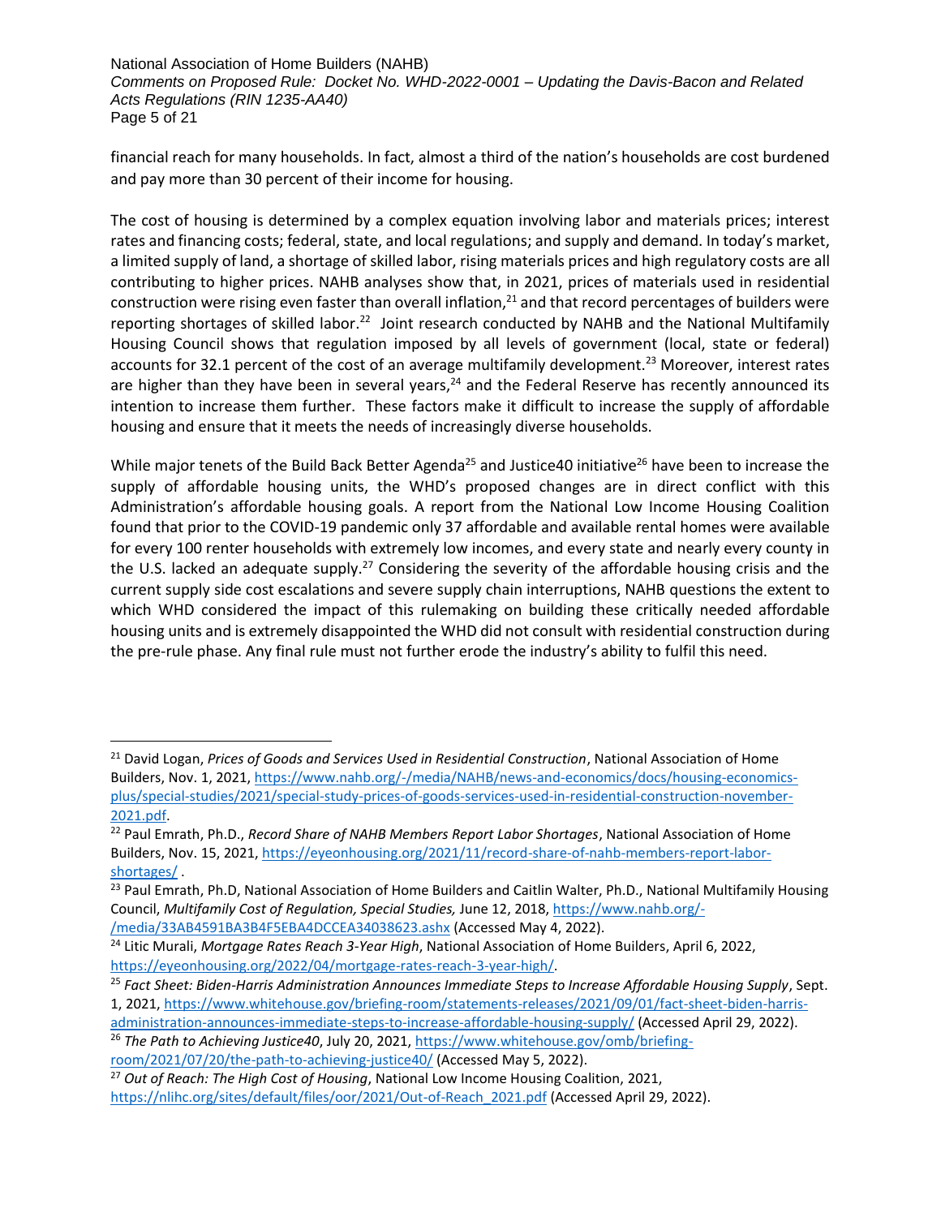financial reach for many households. In fact, almost a third of the nation's households are cost burdened and pay more than 30 percent of their income for housing.

The cost of housing is determined by a complex equation involving labor and materials prices; interest rates and financing costs; federal, state, and local regulations; and supply and demand. In today's market, a limited supply of land, a shortage of skilled labor, rising materials prices and high regulatory costs are all contributing to higher prices. NAHB analyses show that, in 2021, prices of materials used in residential construction were rising even faster than overall inflation,[21] and that record percentages of builders were reporting shortages of skilled labor.[22] Joint research conducted by NAHB and the National Multifamily Housing Council shows that regulation imposed by all levels of government (local, state or federal) accounts for 32.1 percent of the cost of an average multifamily development.[23] Moreover, interest rates are higher than they have been in several years,[24] and the Federal Reserve has recently announced its intention to increase them further. These factors make it difficult to increase the supply of affordable housing and ensure that it meets the needs of increasingly diverse households.

While major tenets of the Build Back Better Agenda[25] and Justice40 initiative[26] have been to increase the supply of affordable housing units, the WHD's proposed changes are in direct conflict with this Administration's affordable housing goals. A report from the National Low Income Housing Coalition found that prior to the COVID-19 pandemic only 37 affordable and available rental homes were available for every 100 renter households with extremely low incomes, and every state and nearly every county in the U.S. lacked an adequate supply.[27] Considering the severity of the affordable housing crisis and the current supply side cost escalations and severe supply chain interruptions, NAHB questions the extent to which WHD considered the impact of this rulemaking on building these critically needed affordable housing units and is extremely disappointed the WHD did not consult with residential construction during the pre-rule phase. Any final rule must not further erode the industry's ability to fulfil this need.

---

[21] David Logan, *Prices of Goods and Services Used in Residential Construction*, National Association of Home Builders, Nov. 1, 2021, https://www.nahb.org/-/media/NAHB/news-and-economics/docs/housing-economics-plus/special-studies/2021/special-study-prices-of-goods-services-used-in-residential-construction-november-2021.pdf.

[22] Paul Emrath, Ph.D., *Record Share of NAHB Members Report Labor Shortages*, National Association of Home Builders, Nov. 15, 2021, https://eyeonhousing.org/2021/11/record-share-of-nahb-members-report-labor-shortages/ .

[23] Paul Emrath, Ph.D, National Association of Home Builders and Caitlin Walter, Ph.D., National Multifamily Housing Council, *Multifamily Cost of Regulation, Special Studies,* June 12, 2018, https://www.nahb.org/-/media/33AB4591BA3B4F5EBA4DCCEA34038623.ashx (Accessed May 4, 2022).

[24] Litic Murali, *Mortgage Rates Reach 3-Year High*, National Association of Home Builders, April 6, 2022, https://eyeonhousing.org/2022/04/mortgage-rates-reach-3-year-high/.

[25] *Fact Sheet: Biden-Harris Administration Announces Immediate Steps to Increase Affordable Housing Supply*, Sept. 1, 2021, https://www.whitehouse.gov/briefing-room/statements-releases/2021/09/01/fact-sheet-biden-harris-administration-announces-immediate-steps-to-increase-affordable-housing-supply/ (Accessed April 29, 2022).

[26] *The Path to Achieving Justice40*, July 20, 2021, https://www.whitehouse.gov/omb/briefing-room/2021/07/20/the-path-to-achieving-justice40/ (Accessed May 5, 2022).

[27] *Out of Reach: The High Cost of Housing*, National Low Income Housing Coalition, 2021, https://nlihc.org/sites/default/files/oor/2021/Out-of-Reach_2021.pdf (Accessed April 29, 2022).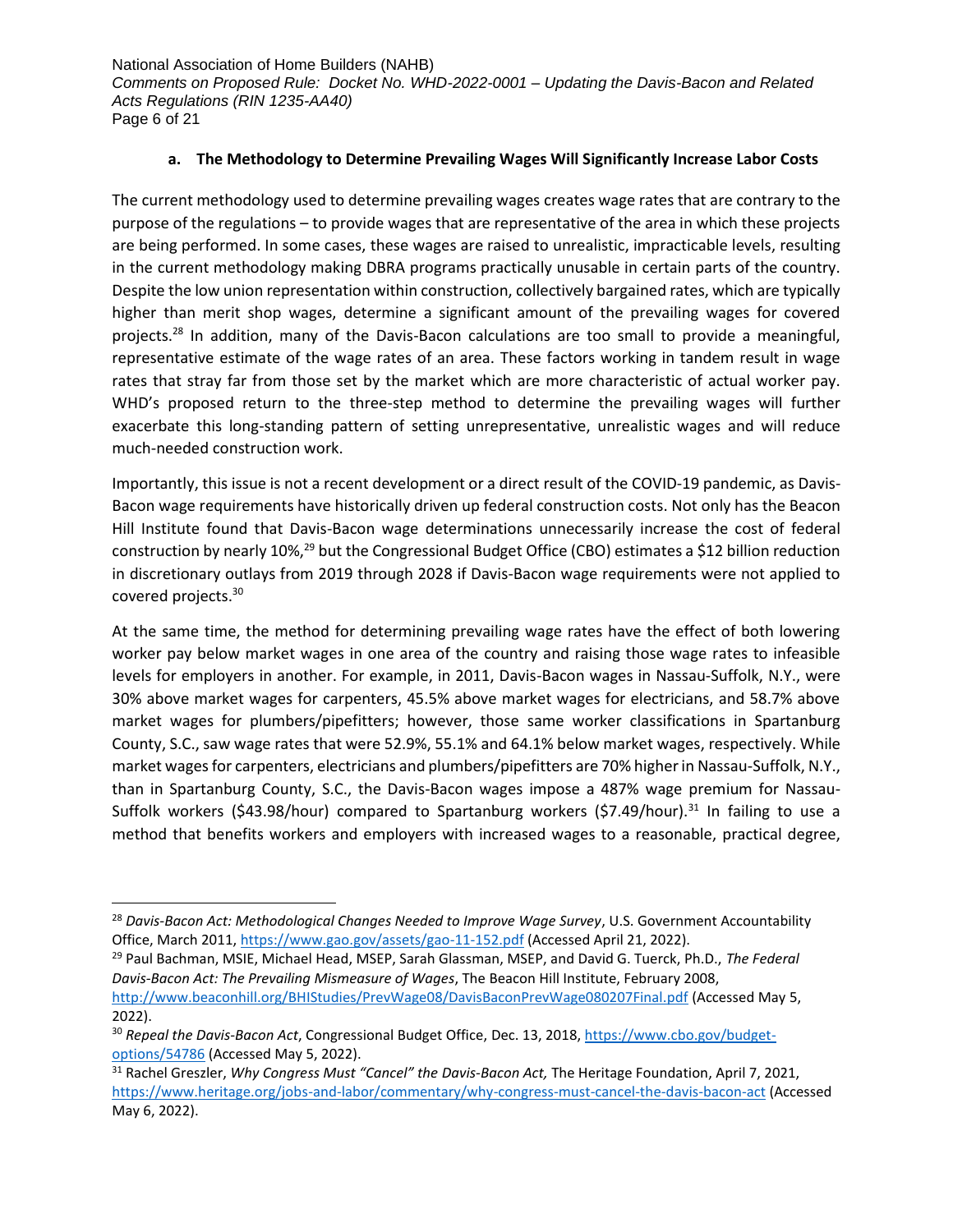### a. The Methodology to Determine Prevailing Wages Will Significantly Increase Labor Costs

The current methodology used to determine prevailing wages creates wage rates that are contrary to the purpose of the regulations – to provide wages that are representative of the area in which these projects are being performed. In some cases, these wages are raised to unrealistic, impracticable levels, resulting in the current methodology making DBRA programs practically unusable in certain parts of the country. Despite the low union representation within construction, collectively bargained rates, which are typically higher than merit shop wages, determine a significant amount of the prevailing wages for covered projects.[28] In addition, many of the Davis-Bacon calculations are too small to provide a meaningful, representative estimate of the wage rates of an area. These factors working in tandem result in wage rates that stray far from those set by the market which are more characteristic of actual worker pay. WHD's proposed return to the three-step method to determine the prevailing wages will further exacerbate this long-standing pattern of setting unrepresentative, unrealistic wages and will reduce much-needed construction work.

Importantly, this issue is not a recent development or a direct result of the COVID-19 pandemic, as Davis-Bacon wage requirements have historically driven up federal construction costs. Not only has the Beacon Hill Institute found that Davis-Bacon wage determinations unnecessarily increase the cost of federal construction by nearly 10%,[29] but the Congressional Budget Office (CBO) estimates a $12 billion reduction in discretionary outlays from 2019 through 2028 if Davis-Bacon wage requirements were not applied to covered projects.[30]

At the same time, the method for determining prevailing wage rates have the effect of both lowering worker pay below market wages in one area of the country and raising those wage rates to infeasible levels for employers in another. For example, in 2011, Davis-Bacon wages in Nassau-Suffolk, N.Y., were 30% above market wages for carpenters, 45.5% above market wages for electricians, and 58.7% above market wages for plumbers/pipefitters; however, those same worker classifications in Spartanburg County, S.C., saw wage rates that were 52.9%, 55.1% and 64.1% below market wages, respectively. While market wages for carpenters, electricians and plumbers/pipefitters are 70% higher in Nassau-Suffolk, N.Y., than in Spartanburg County, S.C., the Davis-Bacon wages impose a 487% wage premium for Nassau-Suffolk workers ($43.98/hour) compared to Spartanburg workers ($7.49/hour).[31] In failing to use a method that benefits workers and employers with increased wages to a reasonable, practical degree,

---

[28] *Davis-Bacon Act: Methodological Changes Needed to Improve Wage Survey*, U.S. Government Accountability Office, March 2011, https://www.gao.gov/assets/gao-11-152.pdf (Accessed April 21, 2022).

[29] Paul Bachman, MSIE, Michael Head, MSEP, Sarah Glassman, MSEP, and David G. Tuerck, Ph.D., *The Federal Davis-Bacon Act: The Prevailing Mismeasure of Wages*, The Beacon Hill Institute, February 2008, http://www.beaconhill.org/BHIStudies/PrevWage08/DavisBaconPrevWage080207Final.pdf (Accessed May 5, 2022).

[30] *Repeal the Davis-Bacon Act*, Congressional Budget Office, Dec. 13, 2018, https://www.cbo.gov/budget-options/54786 (Accessed May 5, 2022).

[31] Rachel Greszler, *Why Congress Must "Cancel" the Davis-Bacon Act,* The Heritage Foundation, April 7, 2021, https://www.heritage.org/jobs-and-labor/commentary/why-congress-must-cancel-the-davis-bacon-act (Accessed May 6, 2022).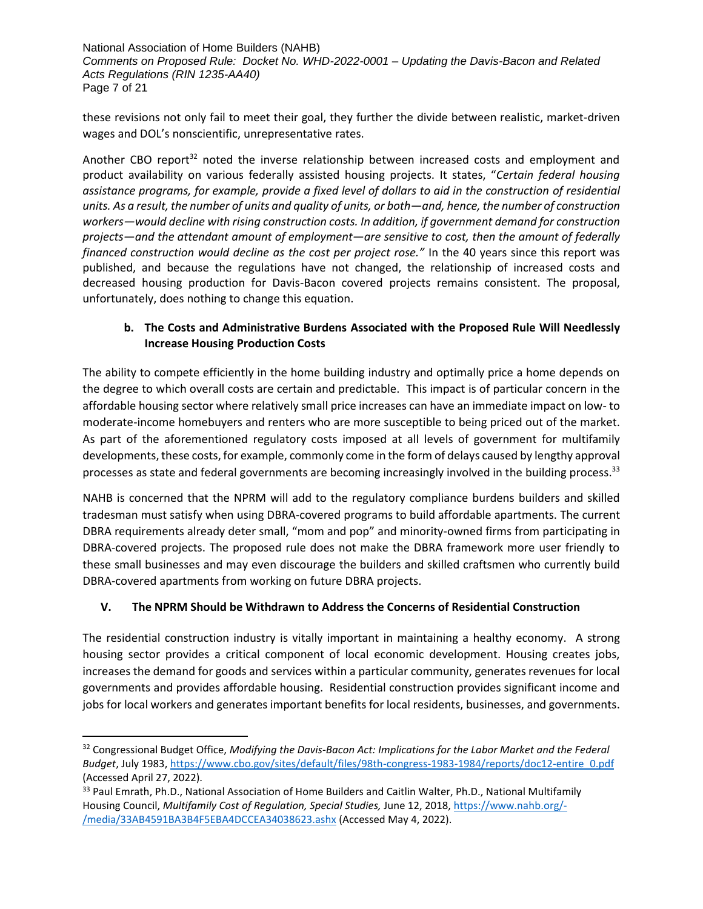these revisions not only fail to meet their goal, they further the divide between realistic, market-driven wages and DOL's nonscientific, unrepresentative rates.

Another CBO report[32] noted the inverse relationship between increased costs and employment and product availability on various federally assisted housing projects. It states, "*Certain federal housing assistance programs, for example, provide a fixed level of dollars to aid in the construction of residential units. As a result, the number of units and quality of units, or both—and, hence, the number of construction workers—would decline with rising construction costs. In addition, if government demand for construction projects—and the attendant amount of employment—are sensitive to cost, then the amount of federally financed construction would decline as the cost per project rose.*" In the 40 years since this report was published, and because the regulations have not changed, the relationship of increased costs and decreased housing production for Davis-Bacon covered projects remains consistent. The proposal, unfortunately, does nothing to change this equation.

### b. The Costs and Administrative Burdens Associated with the Proposed Rule Will Needlessly Increase Housing Production Costs

The ability to compete efficiently in the home building industry and optimally price a home depends on the degree to which overall costs are certain and predictable. This impact is of particular concern in the affordable housing sector where relatively small price increases can have an immediate impact on low- to moderate-income homebuyers and renters who are more susceptible to being priced out of the market. As part of the aforementioned regulatory costs imposed at all levels of government for multifamily developments, these costs, for example, commonly come in the form of delays caused by lengthy approval processes as state and federal governments are becoming increasingly involved in the building process.[33]

NAHB is concerned that the NPRM will add to the regulatory compliance burdens builders and skilled tradesman must satisfy when using DBRA-covered programs to build affordable apartments. The current DBRA requirements already deter small, "mom and pop" and minority-owned firms from participating in DBRA-covered projects. The proposed rule does not make the DBRA framework more user friendly to these small businesses and may even discourage the builders and skilled craftsmen who currently build DBRA-covered apartments from working on future DBRA projects.

## V. The NPRM Should be Withdrawn to Address the Concerns of Residential Construction

The residential construction industry is vitally important in maintaining a healthy economy. A strong housing sector provides a critical component of local economic development. Housing creates jobs, increases the demand for goods and services within a particular community, generates revenues for local governments and provides affordable housing. Residential construction provides significant income and jobs for local workers and generates important benefits for local residents, businesses, and governments.

---

[32] Congressional Budget Office, *Modifying the Davis-Bacon Act: Implications for the Labor Market and the Federal Budget*, July 1983, https://www.cbo.gov/sites/default/files/98th-congress-1983-1984/reports/doc12-entire_0.pdf (Accessed April 27, 2022).

[33] Paul Emrath, Ph.D., National Association of Home Builders and Caitlin Walter, Ph.D., National Multifamily Housing Council, *Multifamily Cost of Regulation, Special Studies,* June 12, 2018, https://www.nahb.org/-/media/33AB4591BA3B4F5EBA4DCCEA34038623.ashx (Accessed May 4, 2022).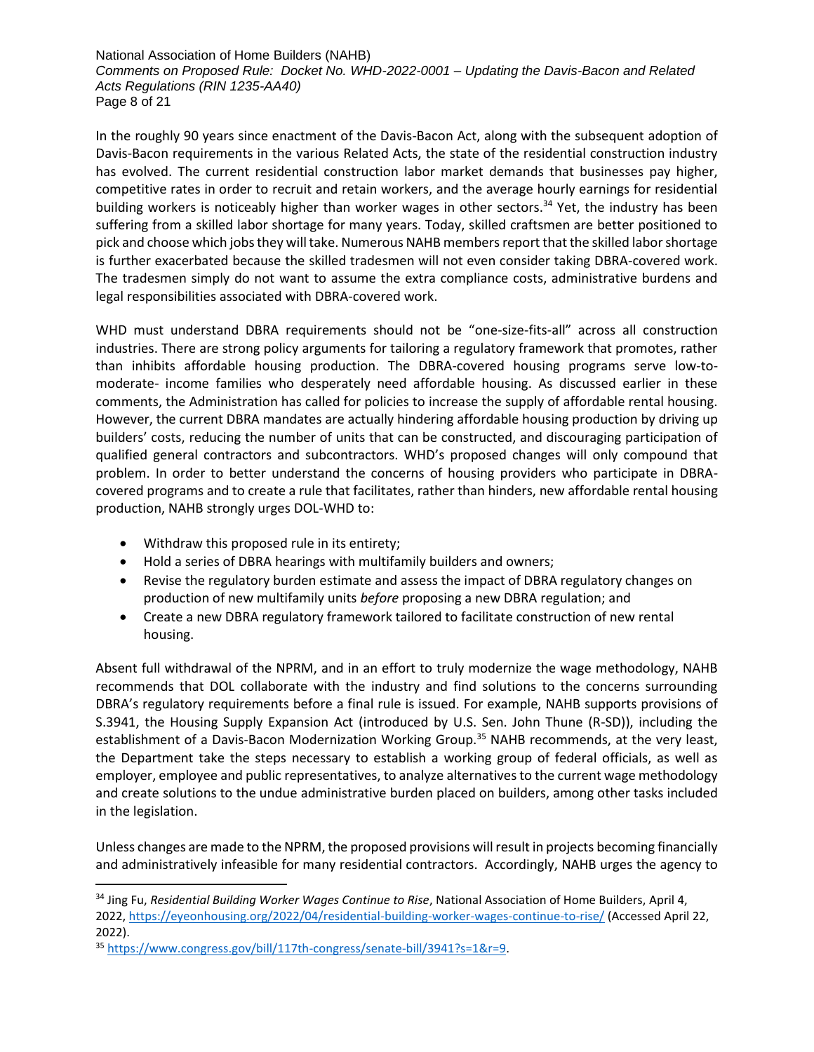In the roughly 90 years since enactment of the Davis-Bacon Act, along with the subsequent adoption of Davis-Bacon requirements in the various Related Acts, the state of the residential construction industry has evolved. The current residential construction labor market demands that businesses pay higher, competitive rates in order to recruit and retain workers, and the average hourly earnings for residential building workers is noticeably higher than worker wages in other sectors.[34] Yet, the industry has been suffering from a skilled labor shortage for many years. Today, skilled craftsmen are better positioned to pick and choose which jobs they will take. Numerous NAHB members report that the skilled labor shortage is further exacerbated because the skilled tradesmen will not even consider taking DBRA-covered work. The tradesmen simply do not want to assume the extra compliance costs, administrative burdens and legal responsibilities associated with DBRA-covered work.

WHD must understand DBRA requirements should not be "one-size-fits-all" across all construction industries. There are strong policy arguments for tailoring a regulatory framework that promotes, rather than inhibits affordable housing production. The DBRA-covered housing programs serve low-to-moderate- income families who desperately need affordable housing. As discussed earlier in these comments, the Administration has called for policies to increase the supply of affordable rental housing. However, the current DBRA mandates are actually hindering affordable housing production by driving up builders' costs, reducing the number of units that can be constructed, and discouraging participation of qualified general contractors and subcontractors. WHD's proposed changes will only compound that problem. In order to better understand the concerns of housing providers who participate in DBRA-covered programs and to create a rule that facilitates, rather than hinders, new affordable rental housing production, NAHB strongly urges DOL-WHD to:

- Withdraw this proposed rule in its entirety;
- Hold a series of DBRA hearings with multifamily builders and owners;
- Revise the regulatory burden estimate and assess the impact of DBRA regulatory changes on production of new multifamily units *before* proposing a new DBRA regulation; and
- Create a new DBRA regulatory framework tailored to facilitate construction of new rental housing.

Absent full withdrawal of the NPRM, and in an effort to truly modernize the wage methodology, NAHB recommends that DOL collaborate with the industry and find solutions to the concerns surrounding DBRA's regulatory requirements before a final rule is issued. For example, NAHB supports provisions of S.3941, the Housing Supply Expansion Act (introduced by U.S. Sen. John Thune (R-SD)), including the establishment of a Davis-Bacon Modernization Working Group.[35] NAHB recommends, at the very least, the Department take the steps necessary to establish a working group of federal officials, as well as employer, employee and public representatives, to analyze alternatives to the current wage methodology and create solutions to the undue administrative burden placed on builders, among other tasks included in the legislation.

Unless changes are made to the NPRM, the proposed provisions will result in projects becoming financially and administratively infeasible for many residential contractors. Accordingly, NAHB urges the agency to

---

[34] Jing Fu, *Residential Building Worker Wages Continue to Rise*, National Association of Home Builders, April 4, 2022, https://eyeonhousing.org/2022/04/residential-building-worker-wages-continue-to-rise/ (Accessed April 22, 2022).

[35] https://www.congress.gov/bill/117th-congress/senate-bill/3941?s=1&r=9.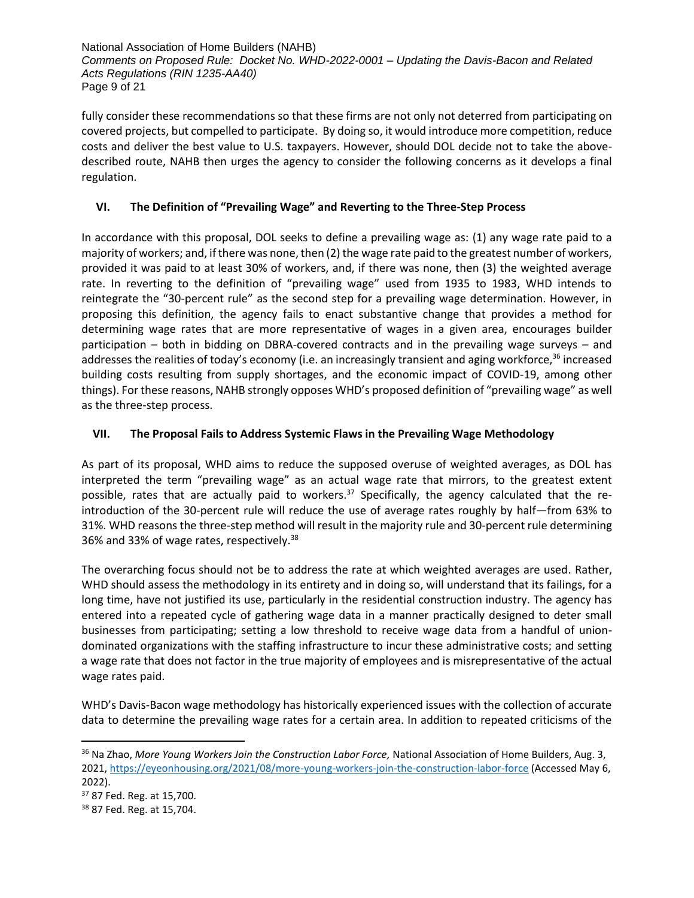fully consider these recommendations so that these firms are not only not deterred from participating on covered projects, but compelled to participate. By doing so, it would introduce more competition, reduce costs and deliver the best value to U.S. taxpayers. However, should DOL decide not to take the above-described route, NAHB then urges the agency to consider the following concerns as it develops a final regulation.

## VI. The Definition of "Prevailing Wage" and Reverting to the Three-Step Process

In accordance with this proposal, DOL seeks to define a prevailing wage as: (1) any wage rate paid to a majority of workers; and, if there was none, then (2) the wage rate paid to the greatest number of workers, provided it was paid to at least 30% of workers, and, if there was none, then (3) the weighted average rate. In reverting to the definition of "prevailing wage" used from 1935 to 1983, WHD intends to reintegrate the "30-percent rule" as the second step for a prevailing wage determination. However, in proposing this definition, the agency fails to enact substantive change that provides a method for determining wage rates that are more representative of wages in a given area, encourages builder participation – both in bidding on DBRA-covered contracts and in the prevailing wage surveys – and addresses the realities of today's economy (i.e. an increasingly transient and aging workforce,[36] increased building costs resulting from supply shortages, and the economic impact of COVID-19, among other things). For these reasons, NAHB strongly opposes WHD's proposed definition of "prevailing wage" as well as the three-step process.

## VII. The Proposal Fails to Address Systemic Flaws in the Prevailing Wage Methodology

As part of its proposal, WHD aims to reduce the supposed overuse of weighted averages, as DOL has interpreted the term "prevailing wage" as an actual wage rate that mirrors, to the greatest extent possible, rates that are actually paid to workers.[37] Specifically, the agency calculated that the re-introduction of the 30-percent rule will reduce the use of average rates roughly by half—from 63% to 31%. WHD reasons the three-step method will result in the majority rule and 30-percent rule determining 36% and 33% of wage rates, respectively.[38]

The overarching focus should not be to address the rate at which weighted averages are used. Rather, WHD should assess the methodology in its entirety and in doing so, will understand that its failings, for a long time, have not justified its use, particularly in the residential construction industry. The agency has entered into a repeated cycle of gathering wage data in a manner practically designed to deter small businesses from participating; setting a low threshold to receive wage data from a handful of union-dominated organizations with the staffing infrastructure to incur these administrative costs; and setting a wage rate that does not factor in the true majority of employees and is misrepresentative of the actual wage rates paid.

WHD's Davis-Bacon wage methodology has historically experienced issues with the collection of accurate data to determine the prevailing wage rates for a certain area. In addition to repeated criticisms of the

---

[36] Na Zhao, *More Young Workers Join the Construction Labor Force,* National Association of Home Builders, Aug. 3, 2021, https://eyeonhousing.org/2021/08/more-young-workers-join-the-construction-labor-force (Accessed May 6, 2022).

[37] 87 Fed. Reg. at 15,700.

[38] 87 Fed. Reg. at 15,704.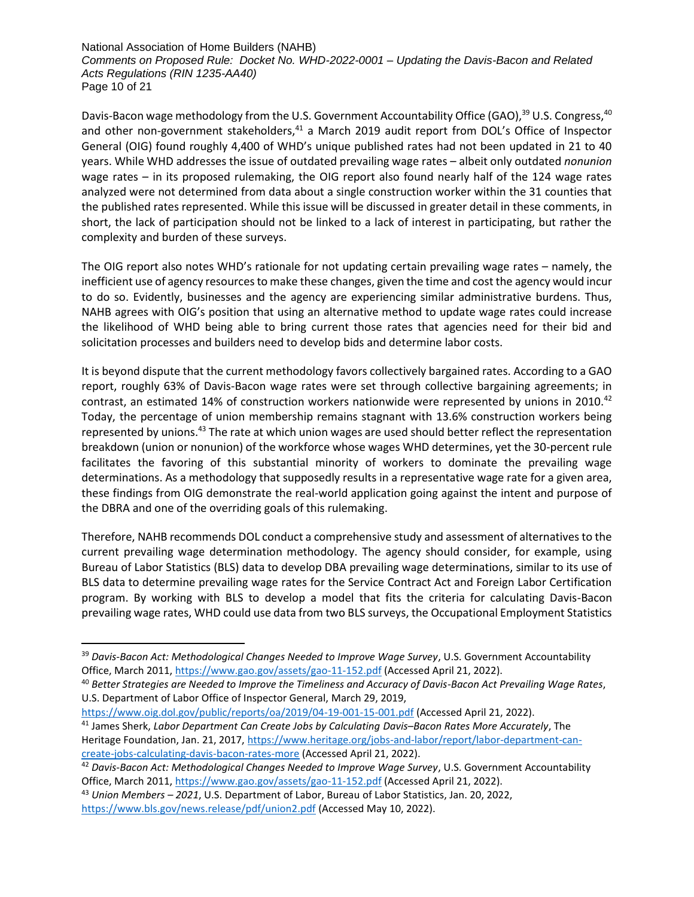Davis-Bacon wage methodology from the U.S. Government Accountability Office (GAO),[39] U.S. Congress,[40] and other non-government stakeholders,[41] a March 2019 audit report from DOL's Office of Inspector General (OIG) found roughly 4,400 of WHD's unique published rates had not been updated in 21 to 40 years. While WHD addresses the issue of outdated prevailing wage rates – albeit only outdated *nonunion* wage rates – in its proposed rulemaking, the OIG report also found nearly half of the 124 wage rates analyzed were not determined from data about a single construction worker within the 31 counties that the published rates represented. While this issue will be discussed in greater detail in these comments, in short, the lack of participation should not be linked to a lack of interest in participating, but rather the complexity and burden of these surveys.

The OIG report also notes WHD's rationale for not updating certain prevailing wage rates – namely, the inefficient use of agency resources to make these changes, given the time and cost the agency would incur to do so. Evidently, businesses and the agency are experiencing similar administrative burdens. Thus, NAHB agrees with OIG's position that using an alternative method to update wage rates could increase the likelihood of WHD being able to bring current those rates that agencies need for their bid and solicitation processes and builders need to develop bids and determine labor costs.

It is beyond dispute that the current methodology favors collectively bargained rates. According to a GAO report, roughly 63% of Davis-Bacon wage rates were set through collective bargaining agreements; in contrast, an estimated 14% of construction workers nationwide were represented by unions in 2010.[42] Today, the percentage of union membership remains stagnant with 13.6% construction workers being represented by unions.[43] The rate at which union wages are used should better reflect the representation breakdown (union or nonunion) of the workforce whose wages WHD determines, yet the 30-percent rule facilitates the favoring of this substantial minority of workers to dominate the prevailing wage determinations. As a methodology that supposedly results in a representative wage rate for a given area, these findings from OIG demonstrate the real-world application going against the intent and purpose of the DBRA and one of the overriding goals of this rulemaking.

Therefore, NAHB recommends DOL conduct a comprehensive study and assessment of alternatives to the current prevailing wage determination methodology. The agency should consider, for example, using Bureau of Labor Statistics (BLS) data to develop DBA prevailing wage determinations, similar to its use of BLS data to determine prevailing wage rates for the Service Contract Act and Foreign Labor Certification program. By working with BLS to develop a model that fits the criteria for calculating Davis-Bacon prevailing wage rates, WHD could use data from two BLS surveys, the Occupational Employment Statistics

---

[39] *Davis-Bacon Act: Methodological Changes Needed to Improve Wage Survey*, U.S. Government Accountability Office, March 2011, https://www.gao.gov/assets/gao-11-152.pdf (Accessed April 21, 2022).

[40] *Better Strategies are Needed to Improve the Timeliness and Accuracy of Davis-Bacon Act Prevailing Wage Rates*, U.S. Department of Labor Office of Inspector General, March 29, 2019, https://www.oig.dol.gov/public/reports/oa/2019/04-19-001-15-001.pdf (Accessed April 21, 2022).

[41] James Sherk, *Labor Department Can Create Jobs by Calculating Davis–Bacon Rates More Accurately*, The Heritage Foundation, Jan. 21, 2017, https://www.heritage.org/jobs-and-labor/report/labor-department-can-create-jobs-calculating-davis-bacon-rates-more (Accessed April 21, 2022).

[42] *Davis-Bacon Act: Methodological Changes Needed to Improve Wage Survey*, U.S. Government Accountability Office, March 2011, https://www.gao.gov/assets/gao-11-152.pdf (Accessed April 21, 2022).

[43] *Union Members – 2021*, U.S. Department of Labor, Bureau of Labor Statistics, Jan. 20, 2022, https://www.bls.gov/news.release/pdf/union2.pdf (Accessed May 10, 2022).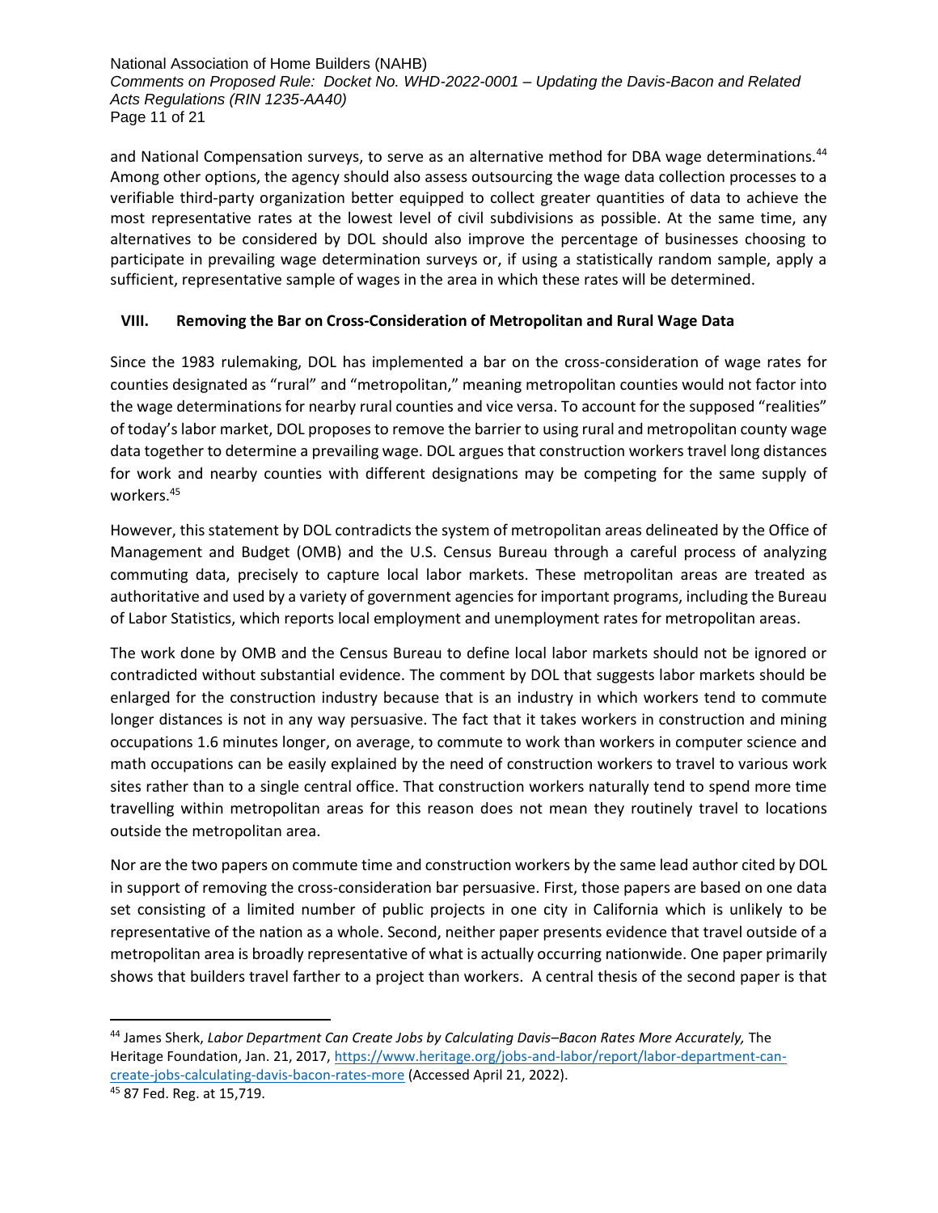and National Compensation surveys, to serve as an alternative method for DBA wage determinations.[44] Among other options, the agency should also assess outsourcing the wage data collection processes to a verifiable third-party organization better equipped to collect greater quantities of data to achieve the most representative rates at the lowest level of civil subdivisions as possible. At the same time, any alternatives to be considered by DOL should also improve the percentage of businesses choosing to participate in prevailing wage determination surveys or, if using a statistically random sample, apply a sufficient, representative sample of wages in the area in which these rates will be determined.

## VIII. Removing the Bar on Cross-Consideration of Metropolitan and Rural Wage Data

Since the 1983 rulemaking, DOL has implemented a bar on the cross-consideration of wage rates for counties designated as "rural" and "metropolitan," meaning metropolitan counties would not factor into the wage determinations for nearby rural counties and vice versa. To account for the supposed "realities" of today's labor market, DOL proposes to remove the barrier to using rural and metropolitan county wage data together to determine a prevailing wage. DOL argues that construction workers travel long distances for work and nearby counties with different designations may be competing for the same supply of workers.[45]

However, this statement by DOL contradicts the system of metropolitan areas delineated by the Office of Management and Budget (OMB) and the U.S. Census Bureau through a careful process of analyzing commuting data, precisely to capture local labor markets. These metropolitan areas are treated as authoritative and used by a variety of government agencies for important programs, including the Bureau of Labor Statistics, which reports local employment and unemployment rates for metropolitan areas.

The work done by OMB and the Census Bureau to define local labor markets should not be ignored or contradicted without substantial evidence. The comment by DOL that suggests labor markets should be enlarged for the construction industry because that is an industry in which workers tend to commute longer distances is not in any way persuasive. The fact that it takes workers in construction and mining occupations 1.6 minutes longer, on average, to commute to work than workers in computer science and math occupations can be easily explained by the need of construction workers to travel to various work sites rather than to a single central office. That construction workers naturally tend to spend more time travelling within metropolitan areas for this reason does not mean they routinely travel to locations outside the metropolitan area.

Nor are the two papers on commute time and construction workers by the same lead author cited by DOL in support of removing the cross-consideration bar persuasive. First, those papers are based on one data set consisting of a limited number of public projects in one city in California which is unlikely to be representative of the nation as a whole. Second, neither paper presents evidence that travel outside of a metropolitan area is broadly representative of what is actually occurring nationwide. One paper primarily shows that builders travel farther to a project than workers. A central thesis of the second paper is that

---

[44] James Sherk, *Labor Department Can Create Jobs by Calculating Davis–Bacon Rates More Accurately,* The Heritage Foundation, Jan. 21, 2017, https://www.heritage.org/jobs-and-labor/report/labor-department-can-create-jobs-calculating-davis-bacon-rates-more (Accessed April 21, 2022).

[45] 87 Fed. Reg. at 15,719.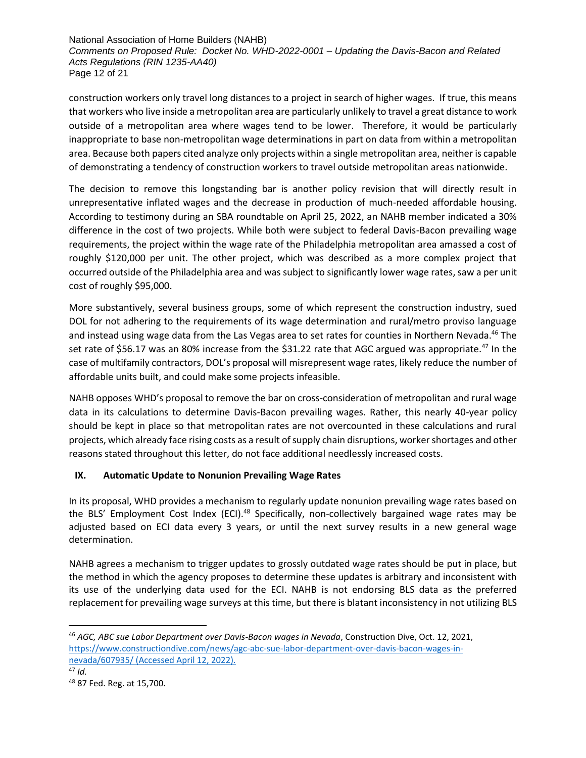construction workers only travel long distances to a project in search of higher wages. If true, this means that workers who live inside a metropolitan area are particularly unlikely to travel a great distance to work outside of a metropolitan area where wages tend to be lower. Therefore, it would be particularly inappropriate to base non-metropolitan wage determinations in part on data from within a metropolitan area. Because both papers cited analyze only projects within a single metropolitan area, neither is capable of demonstrating a tendency of construction workers to travel outside metropolitan areas nationwide.

The decision to remove this longstanding bar is another policy revision that will directly result in unrepresentative inflated wages and the decrease in production of much-needed affordable housing. According to testimony during an SBA roundtable on April 25, 2022, an NAHB member indicated a 30% difference in the cost of two projects. While both were subject to federal Davis-Bacon prevailing wage requirements, the project within the wage rate of the Philadelphia metropolitan area amassed a cost of roughly \$120,000 per unit. The other project, which was described as a more complex project that occurred outside of the Philadelphia area and was subject to significantly lower wage rates, saw a per unit cost of roughly \$95,000.

More substantively, several business groups, some of which represent the construction industry, sued DOL for not adhering to the requirements of its wage determination and rural/metro proviso language and instead using wage data from the Las Vegas area to set rates for counties in Northern Nevada.[46] The set rate of \$56.17 was an 80% increase from the \$31.22 rate that AGC argued was appropriate.[47] In the case of multifamily contractors, DOL's proposal will misrepresent wage rates, likely reduce the number of affordable units built, and could make some projects infeasible.

NAHB opposes WHD's proposal to remove the bar on cross-consideration of metropolitan and rural wage data in its calculations to determine Davis-Bacon prevailing wages. Rather, this nearly 40-year policy should be kept in place so that metropolitan rates are not overcounted in these calculations and rural projects, which already face rising costs as a result of supply chain disruptions, worker shortages and other reasons stated throughout this letter, do not face additional needlessly increased costs.

## IX. Automatic Update to Nonunion Prevailing Wage Rates

In its proposal, WHD provides a mechanism to regularly update nonunion prevailing wage rates based on the BLS' Employment Cost Index (ECI).[48] Specifically, non-collectively bargained wage rates may be adjusted based on ECI data every 3 years, or until the next survey results in a new general wage determination.

NAHB agrees a mechanism to trigger updates to grossly outdated wage rates should be put in place, but the method in which the agency proposes to determine these updates is arbitrary and inconsistent with its use of the underlying data used for the ECI. NAHB is not endorsing BLS data as the preferred replacement for prevailing wage surveys at this time, but there is blatant inconsistency in not utilizing BLS

---

[46] *AGC, ABC sue Labor Department over Davis-Bacon wages in Nevada*, Construction Dive, Oct. 12, 2021, https://www.constructiondive.com/news/agc-abc-sue-labor-department-over-davis-bacon-wages-in-nevada/607935/ (Accessed April 12, 2022).

[47] *Id.*

[48] 87 Fed. Reg. at 15,700.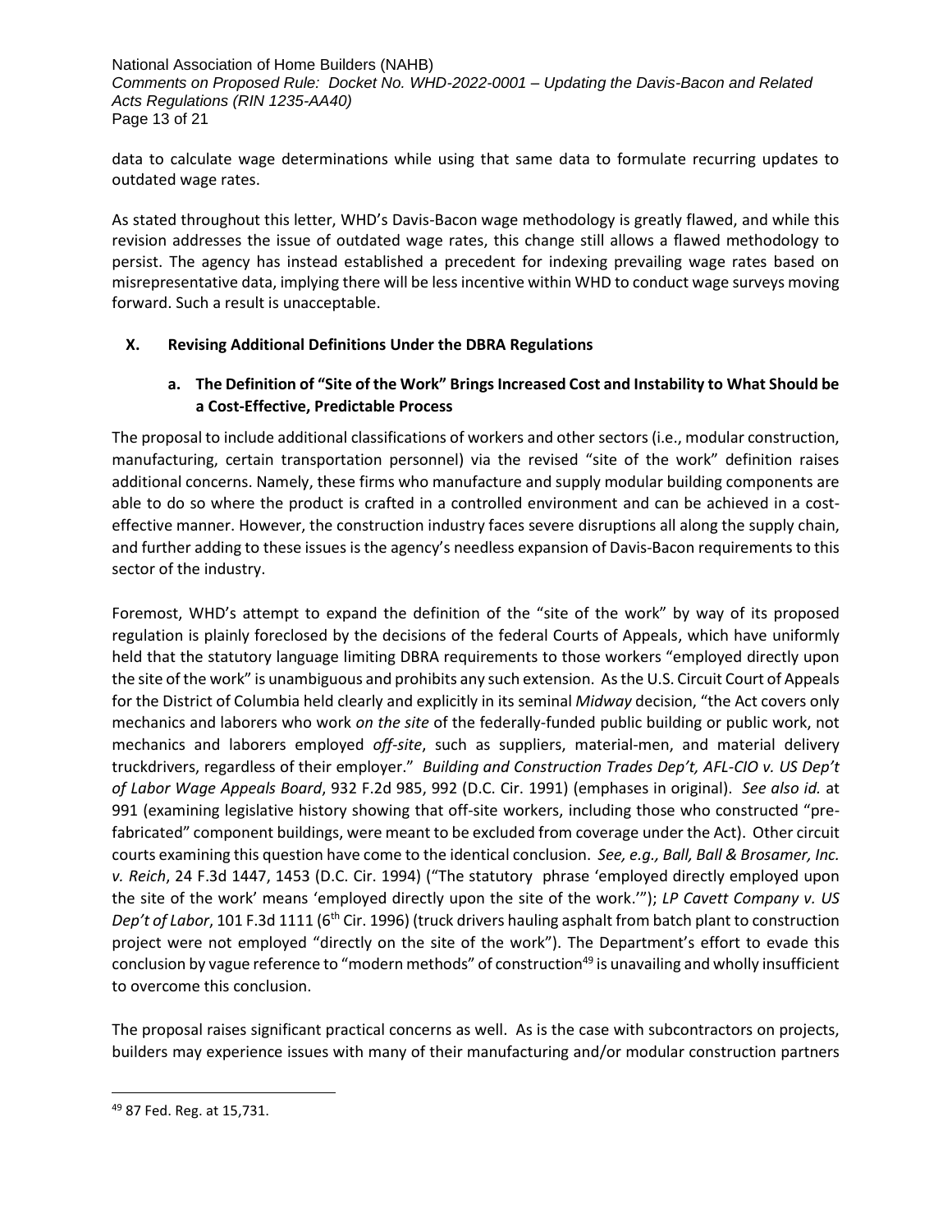data to calculate wage determinations while using that same data to formulate recurring updates to outdated wage rates.

As stated throughout this letter, WHD's Davis-Bacon wage methodology is greatly flawed, and while this revision addresses the issue of outdated wage rates, this change still allows a flawed methodology to persist. The agency has instead established a precedent for indexing prevailing wage rates based on misrepresentative data, implying there will be less incentive within WHD to conduct wage surveys moving forward. Such a result is unacceptable.

## X. Revising Additional Definitions Under the DBRA Regulations

### a. The Definition of "Site of the Work" Brings Increased Cost and Instability to What Should be a Cost-Effective, Predictable Process

The proposal to include additional classifications of workers and other sectors (i.e., modular construction, manufacturing, certain transportation personnel) via the revised "site of the work" definition raises additional concerns. Namely, these firms who manufacture and supply modular building components are able to do so where the product is crafted in a controlled environment and can be achieved in a cost-effective manner. However, the construction industry faces severe disruptions all along the supply chain, and further adding to these issues is the agency's needless expansion of Davis-Bacon requirements to this sector of the industry.

Foremost, WHD's attempt to expand the definition of the "site of the work" by way of its proposed regulation is plainly foreclosed by the decisions of the federal Courts of Appeals, which have uniformly held that the statutory language limiting DBRA requirements to those workers "employed directly upon the site of the work" is unambiguous and prohibits any such extension. As the U.S. Circuit Court of Appeals for the District of Columbia held clearly and explicitly in its seminal *Midway* decision, "the Act covers only mechanics and laborers who work *on the site* of the federally-funded public building or public work, not mechanics and laborers employed *off-site*, such as suppliers, material-men, and material delivery truckdrivers, regardless of their employer." *Building and Construction Trades Dep't, AFL-CIO v. US Dep't of Labor Wage Appeals Board*, 932 F.2d 985, 992 (D.C. Cir. 1991) (emphases in original). *See also id.* at 991 (examining legislative history showing that off-site workers, including those who constructed "pre-fabricated" component buildings, were meant to be excluded from coverage under the Act). Other circuit courts examining this question have come to the identical conclusion. *See, e.g., Ball, Ball & Brosamer, Inc. v. Reich*, 24 F.3d 1447, 1453 (D.C. Cir. 1994) ("The statutory phrase 'employed directly employed upon the site of the work' means 'employed directly upon the site of the work.'"); *LP Cavett Company v. US Dep't of Labor*, 101 F.3d 1111 (6th Cir. 1996) (truck drivers hauling asphalt from batch plant to construction project were not employed "directly on the site of the work"). The Department's effort to evade this conclusion by vague reference to "modern methods" of construction[49] is unavailing and wholly insufficient to overcome this conclusion.

The proposal raises significant practical concerns as well. As is the case with subcontractors on projects, builders may experience issues with many of their manufacturing and/or modular construction partners

[49] 87 Fed. Reg. at 15,731.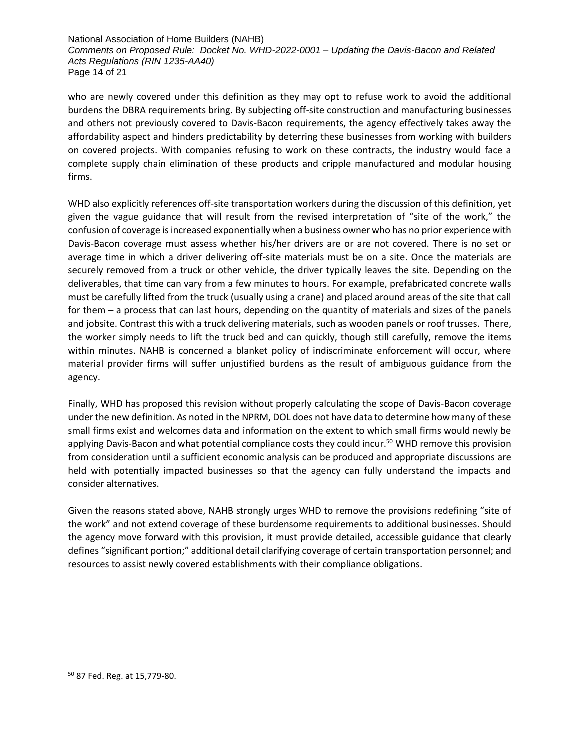who are newly covered under this definition as they may opt to refuse work to avoid the additional burdens the DBRA requirements bring. By subjecting off-site construction and manufacturing businesses and others not previously covered to Davis-Bacon requirements, the agency effectively takes away the affordability aspect and hinders predictability by deterring these businesses from working with builders on covered projects. With companies refusing to work on these contracts, the industry would face a complete supply chain elimination of these products and cripple manufactured and modular housing firms.

WHD also explicitly references off-site transportation workers during the discussion of this definition, yet given the vague guidance that will result from the revised interpretation of "site of the work," the confusion of coverage is increased exponentially when a business owner who has no prior experience with Davis-Bacon coverage must assess whether his/her drivers are or are not covered. There is no set or average time in which a driver delivering off-site materials must be on a site. Once the materials are securely removed from a truck or other vehicle, the driver typically leaves the site. Depending on the deliverables, that time can vary from a few minutes to hours. For example, prefabricated concrete walls must be carefully lifted from the truck (usually using a crane) and placed around areas of the site that call for them – a process that can last hours, depending on the quantity of materials and sizes of the panels and jobsite. Contrast this with a truck delivering materials, such as wooden panels or roof trusses. There, the worker simply needs to lift the truck bed and can quickly, though still carefully, remove the items within minutes. NAHB is concerned a blanket policy of indiscriminate enforcement will occur, where material provider firms will suffer unjustified burdens as the result of ambiguous guidance from the agency.

Finally, WHD has proposed this revision without properly calculating the scope of Davis-Bacon coverage under the new definition. As noted in the NPRM, DOL does not have data to determine how many of these small firms exist and welcomes data and information on the extent to which small firms would newly be applying Davis-Bacon and what potential compliance costs they could incur.[50] WHD remove this provision from consideration until a sufficient economic analysis can be produced and appropriate discussions are held with potentially impacted businesses so that the agency can fully understand the impacts and consider alternatives.

Given the reasons stated above, NAHB strongly urges WHD to remove the provisions redefining "site of the work" and not extend coverage of these burdensome requirements to additional businesses. Should the agency move forward with this provision, it must provide detailed, accessible guidance that clearly defines "significant portion;" additional detail clarifying coverage of certain transportation personnel; and resources to assist newly covered establishments with their compliance obligations.

[50] 87 Fed. Reg. at 15,779-80.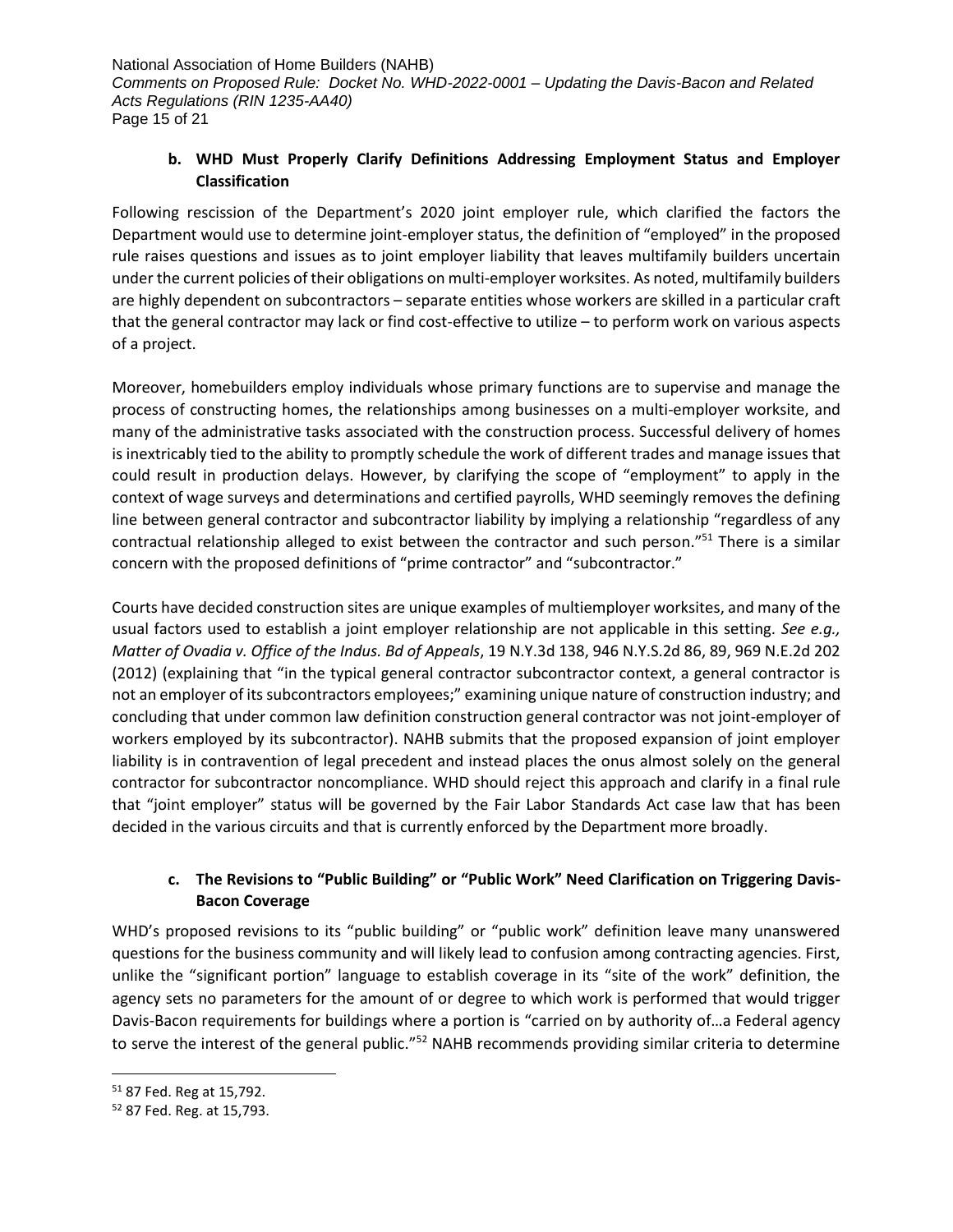### b. WHD Must Properly Clarify Definitions Addressing Employment Status and Employer Classification

Following rescission of the Department's 2020 joint employer rule, which clarified the factors the Department would use to determine joint-employer status, the definition of "employed" in the proposed rule raises questions and issues as to joint employer liability that leaves multifamily builders uncertain under the current policies of their obligations on multi-employer worksites. As noted, multifamily builders are highly dependent on subcontractors – separate entities whose workers are skilled in a particular craft that the general contractor may lack or find cost-effective to utilize – to perform work on various aspects of a project.

Moreover, homebuilders employ individuals whose primary functions are to supervise and manage the process of constructing homes, the relationships among businesses on a multi-employer worksite, and many of the administrative tasks associated with the construction process. Successful delivery of homes is inextricably tied to the ability to promptly schedule the work of different trades and manage issues that could result in production delays. However, by clarifying the scope of "employment" to apply in the context of wage surveys and determinations and certified payrolls, WHD seemingly removes the defining line between general contractor and subcontractor liability by implying a relationship "regardless of any contractual relationship alleged to exist between the contractor and such person."[51] There is a similar concern with the proposed definitions of "prime contractor" and "subcontractor."

Courts have decided construction sites are unique examples of multiemployer worksites, and many of the usual factors used to establish a joint employer relationship are not applicable in this setting. *See e.g., Matter of Ovadia v. Office of the Indus. Bd of Appeals*, 19 N.Y.3d 138, 946 N.Y.S.2d 86, 89, 969 N.E.2d 202 (2012) (explaining that "in the typical general contractor subcontractor context, a general contractor is not an employer of its subcontractors employees;" examining unique nature of construction industry; and concluding that under common law definition construction general contractor was not joint-employer of workers employed by its subcontractor). NAHB submits that the proposed expansion of joint employer liability is in contravention of legal precedent and instead places the onus almost solely on the general contractor for subcontractor noncompliance. WHD should reject this approach and clarify in a final rule that "joint employer" status will be governed by the Fair Labor Standards Act case law that has been decided in the various circuits and that is currently enforced by the Department more broadly.

### c. The Revisions to "Public Building" or "Public Work" Need Clarification on Triggering Davis-Bacon Coverage

WHD's proposed revisions to its "public building" or "public work" definition leave many unanswered questions for the business community and will likely lead to confusion among contracting agencies. First, unlike the "significant portion" language to establish coverage in its "site of the work" definition, the agency sets no parameters for the amount of or degree to which work is performed that would trigger Davis-Bacon requirements for buildings where a portion is "carried on by authority of…a Federal agency to serve the interest of the general public."[52] NAHB recommends providing similar criteria to determine

---

[51] 87 Fed. Reg at 15,792.

[52] 87 Fed. Reg. at 15,793.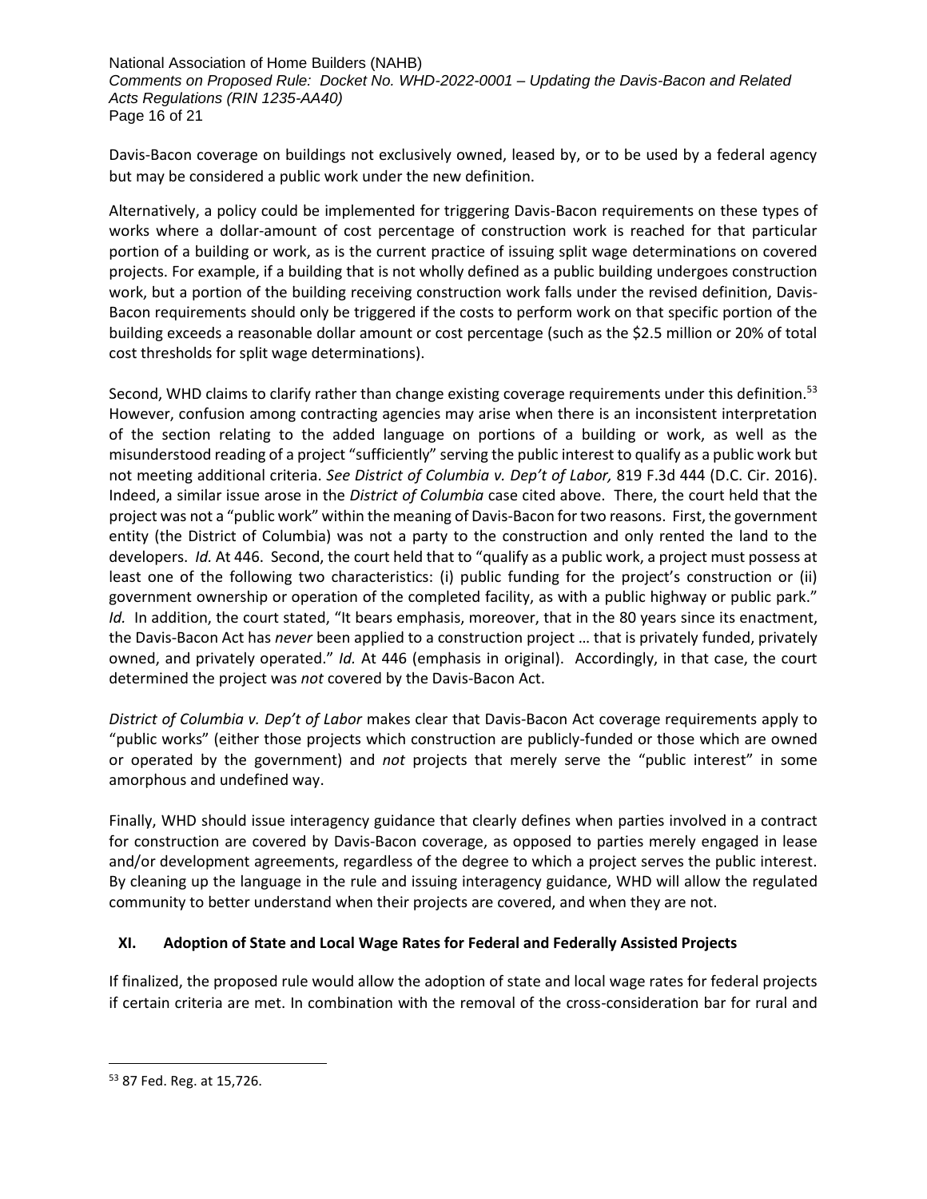Davis-Bacon coverage on buildings not exclusively owned, leased by, or to be used by a federal agency but may be considered a public work under the new definition.

Alternatively, a policy could be implemented for triggering Davis-Bacon requirements on these types of works where a dollar-amount of cost percentage of construction work is reached for that particular portion of a building or work, as is the current practice of issuing split wage determinations on covered projects. For example, if a building that is not wholly defined as a public building undergoes construction work, but a portion of the building receiving construction work falls under the revised definition, Davis-Bacon requirements should only be triggered if the costs to perform work on that specific portion of the building exceeds a reasonable dollar amount or cost percentage (such as the $2.5 million or 20% of total cost thresholds for split wage determinations).

Second, WHD claims to clarify rather than change existing coverage requirements under this definition.[53] However, confusion among contracting agencies may arise when there is an inconsistent interpretation of the section relating to the added language on portions of a building or work, as well as the misunderstood reading of a project "sufficiently" serving the public interest to qualify as a public work but not meeting additional criteria. *See District of Columbia v. Dep't of Labor,* 819 F.3d 444 (D.C. Cir. 2016). Indeed, a similar issue arose in the *District of Columbia* case cited above. There, the court held that the project was not a "public work" within the meaning of Davis-Bacon for two reasons. First, the government entity (the District of Columbia) was not a party to the construction and only rented the land to the developers. *Id.* At 446. Second, the court held that to "qualify as a public work, a project must possess at least one of the following two characteristics: (i) public funding for the project's construction or (ii) government ownership or operation of the completed facility, as with a public highway or public park." *Id.* In addition, the court stated, "It bears emphasis, moreover, that in the 80 years since its enactment, the Davis-Bacon Act has *never* been applied to a construction project … that is privately funded, privately owned, and privately operated." *Id.* At 446 (emphasis in original). Accordingly, in that case, the court determined the project was *not* covered by the Davis-Bacon Act.

*District of Columbia v. Dep't of Labor* makes clear that Davis-Bacon Act coverage requirements apply to "public works" (either those projects which construction are publicly-funded or those which are owned or operated by the government) and *not* projects that merely serve the "public interest" in some amorphous and undefined way.

Finally, WHD should issue interagency guidance that clearly defines when parties involved in a contract for construction are covered by Davis-Bacon coverage, as opposed to parties merely engaged in lease and/or development agreements, regardless of the degree to which a project serves the public interest. By cleaning up the language in the rule and issuing interagency guidance, WHD will allow the regulated community to better understand when their projects are covered, and when they are not.

## XI. Adoption of State and Local Wage Rates for Federal and Federally Assisted Projects

If finalized, the proposed rule would allow the adoption of state and local wage rates for federal projects if certain criteria are met. In combination with the removal of the cross-consideration bar for rural and

---

[53] 87 Fed. Reg. at 15,726.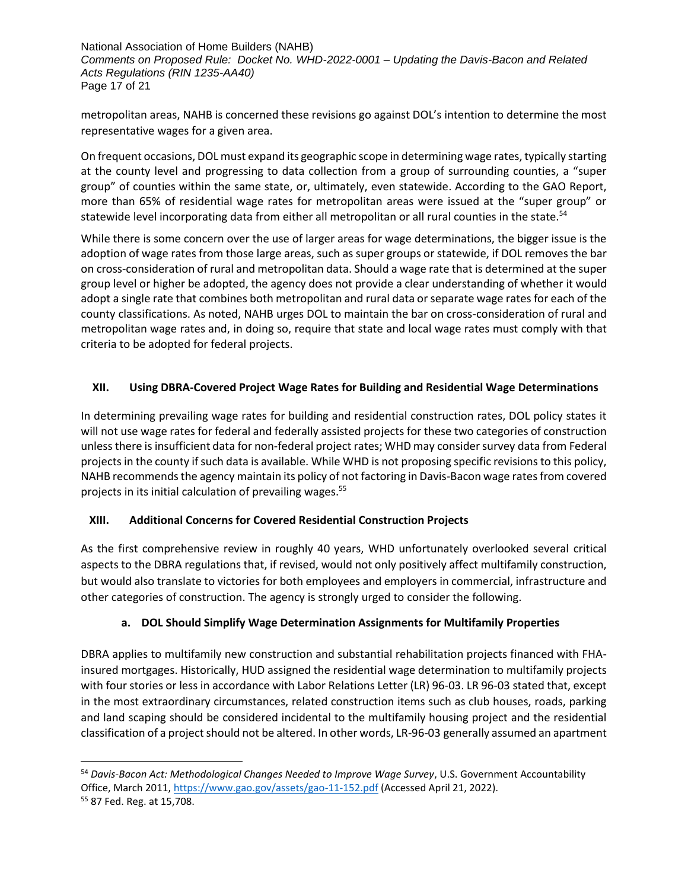metropolitan areas, NAHB is concerned these revisions go against DOL's intention to determine the most representative wages for a given area.

On frequent occasions, DOL must expand its geographic scope in determining wage rates, typically starting at the county level and progressing to data collection from a group of surrounding counties, a "super group" of counties within the same state, or, ultimately, even statewide. According to the GAO Report, more than 65% of residential wage rates for metropolitan areas were issued at the "super group" or statewide level incorporating data from either all metropolitan or all rural counties in the state.[54]

While there is some concern over the use of larger areas for wage determinations, the bigger issue is the adoption of wage rates from those large areas, such as super groups or statewide, if DOL removes the bar on cross-consideration of rural and metropolitan data. Should a wage rate that is determined at the super group level or higher be adopted, the agency does not provide a clear understanding of whether it would adopt a single rate that combines both metropolitan and rural data or separate wage rates for each of the county classifications. As noted, NAHB urges DOL to maintain the bar on cross-consideration of rural and metropolitan wage rates and, in doing so, require that state and local wage rates must comply with that criteria to be adopted for federal projects.

## XII. Using DBRA-Covered Project Wage Rates for Building and Residential Wage Determinations

In determining prevailing wage rates for building and residential construction rates, DOL policy states it will not use wage rates for federal and federally assisted projects for these two categories of construction unless there is insufficient data for non-federal project rates; WHD may consider survey data from Federal projects in the county if such data is available. While WHD is not proposing specific revisions to this policy, NAHB recommends the agency maintain its policy of not factoring in Davis-Bacon wage rates from covered projects in its initial calculation of prevailing wages.[55]

## XIII. Additional Concerns for Covered Residential Construction Projects

As the first comprehensive review in roughly 40 years, WHD unfortunately overlooked several critical aspects to the DBRA regulations that, if revised, would not only positively affect multifamily construction, but would also translate to victories for both employees and employers in commercial, infrastructure and other categories of construction. The agency is strongly urged to consider the following.

### a. DOL Should Simplify Wage Determination Assignments for Multifamily Properties

DBRA applies to multifamily new construction and substantial rehabilitation projects financed with FHA-insured mortgages. Historically, HUD assigned the residential wage determination to multifamily projects with four stories or less in accordance with Labor Relations Letter (LR) 96-03. LR 96-03 stated that, except in the most extraordinary circumstances, related construction items such as club houses, roads, parking and land scaping should be considered incidental to the multifamily housing project and the residential classification of a project should not be altered. In other words, LR-96-03 generally assumed an apartment

---

[54] *Davis-Bacon Act: Methodological Changes Needed to Improve Wage Survey*, U.S. Government Accountability Office, March 2011, https://www.gao.gov/assets/gao-11-152.pdf (Accessed April 21, 2022).

[55] 87 Fed. Reg. at 15,708.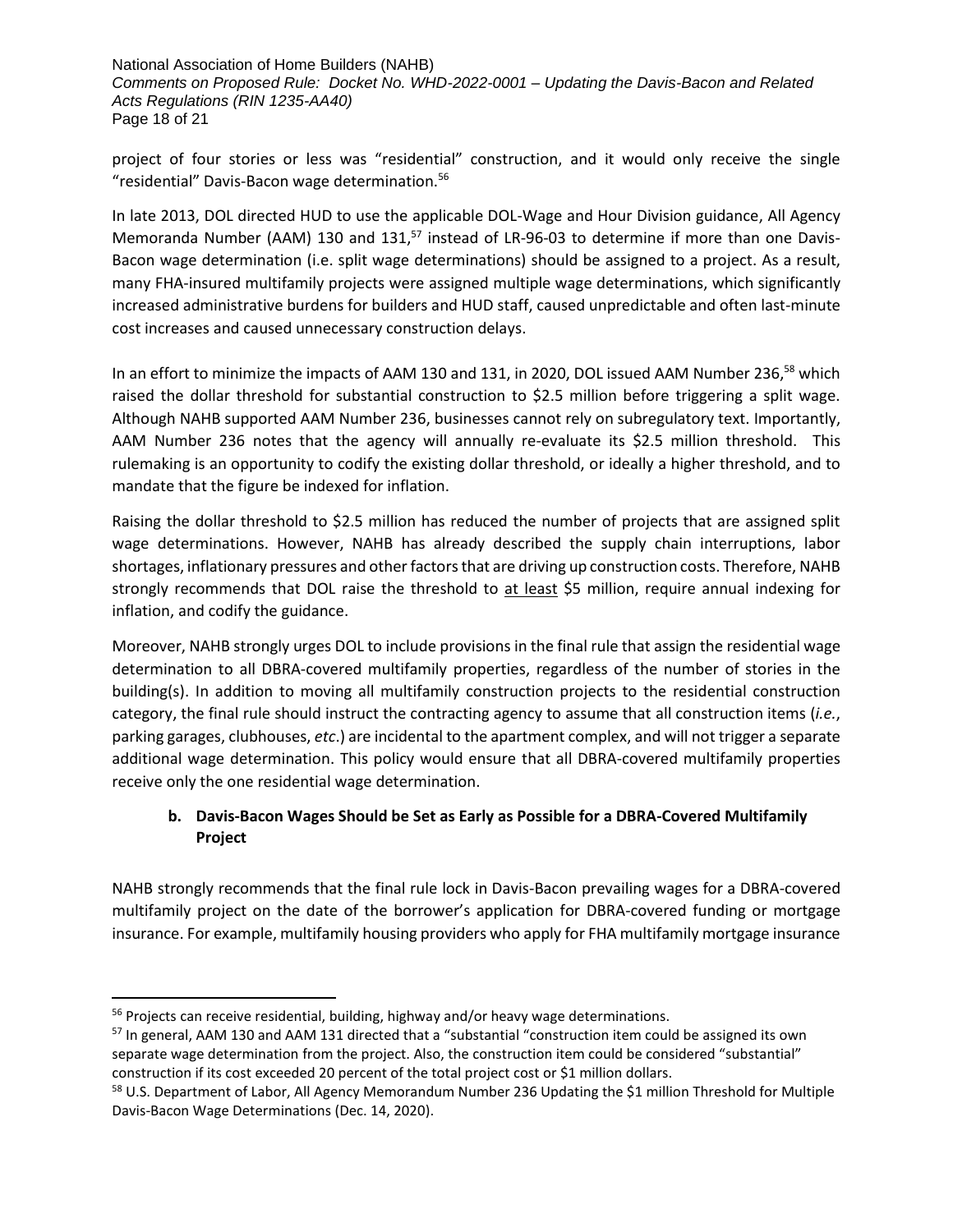project of four stories or less was "residential" construction, and it would only receive the single "residential" Davis-Bacon wage determination.[56]

In late 2013, DOL directed HUD to use the applicable DOL-Wage and Hour Division guidance, All Agency Memoranda Number (AAM) 130 and 131,[57] instead of LR-96-03 to determine if more than one Davis-Bacon wage determination (i.e. split wage determinations) should be assigned to a project. As a result, many FHA-insured multifamily projects were assigned multiple wage determinations, which significantly increased administrative burdens for builders and HUD staff, caused unpredictable and often last-minute cost increases and caused unnecessary construction delays.

In an effort to minimize the impacts of AAM 130 and 131, in 2020, DOL issued AAM Number 236,[58] which raised the dollar threshold for substantial construction to $2.5 million before triggering a split wage. Although NAHB supported AAM Number 236, businesses cannot rely on subregulatory text. Importantly, AAM Number 236 notes that the agency will annually re-evaluate its $2.5 million threshold. This rulemaking is an opportunity to codify the existing dollar threshold, or ideally a higher threshold, and to mandate that the figure be indexed for inflation.

Raising the dollar threshold to $2.5 million has reduced the number of projects that are assigned split wage determinations. However, NAHB has already described the supply chain interruptions, labor shortages, inflationary pressures and other factors that are driving up construction costs. Therefore, NAHB strongly recommends that DOL raise the threshold to <u>at least</u> $5 million, require annual indexing for inflation, and codify the guidance.

Moreover, NAHB strongly urges DOL to include provisions in the final rule that assign the residential wage determination to all DBRA-covered multifamily properties, regardless of the number of stories in the building(s). In addition to moving all multifamily construction projects to the residential construction category, the final rule should instruct the contracting agency to assume that all construction items (*i.e.*, parking garages, clubhouses, *etc*.) are incidental to the apartment complex, and will not trigger a separate additional wage determination. This policy would ensure that all DBRA-covered multifamily properties receive only the one residential wage determination.

### b. Davis-Bacon Wages Should be Set as Early as Possible for a DBRA-Covered Multifamily Project

NAHB strongly recommends that the final rule lock in Davis-Bacon prevailing wages for a DBRA-covered multifamily project on the date of the borrower's application for DBRA-covered funding or mortgage insurance. For example, multifamily housing providers who apply for FHA multifamily mortgage insurance

---

[56] Projects can receive residential, building, highway and/or heavy wage determinations.

[57] In general, AAM 130 and AAM 131 directed that a "substantial "construction item could be assigned its own separate wage determination from the project. Also, the construction item could be considered "substantial" construction if its cost exceeded 20 percent of the total project cost or $1 million dollars.

[58] U.S. Department of Labor, All Agency Memorandum Number 236 Updating the $1 million Threshold for Multiple Davis-Bacon Wage Determinations (Dec. 14, 2020).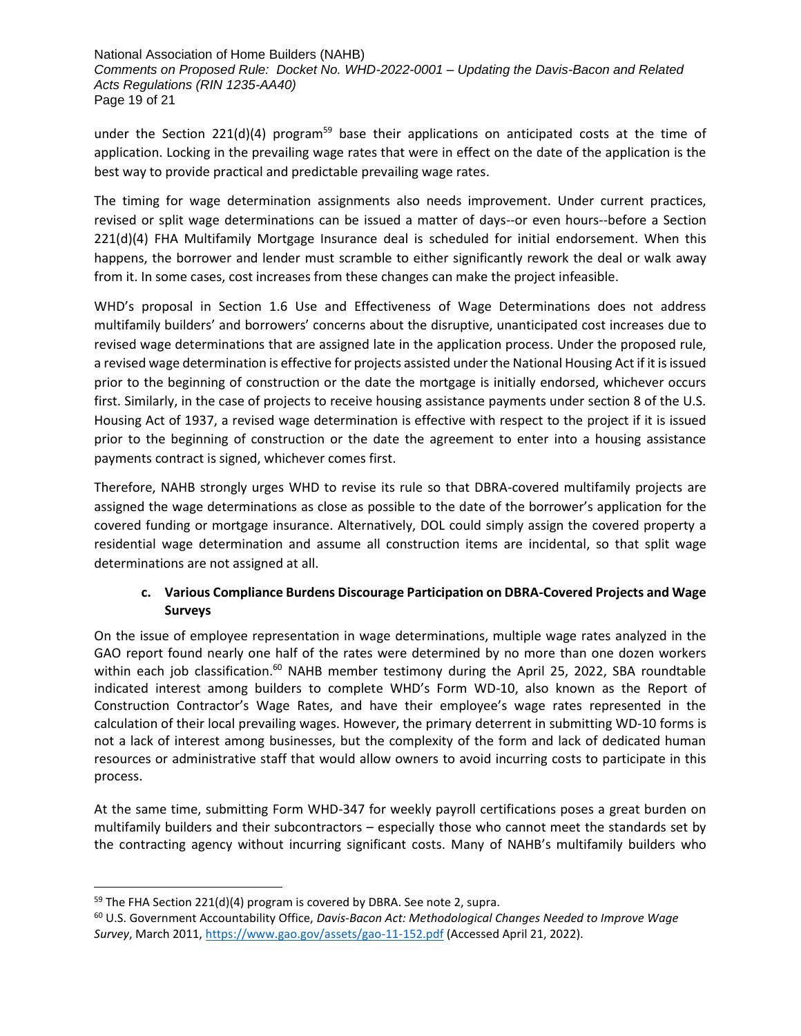under the Section 221(d)(4) program[59] base their applications on anticipated costs at the time of application. Locking in the prevailing wage rates that were in effect on the date of the application is the best way to provide practical and predictable prevailing wage rates.

The timing for wage determination assignments also needs improvement. Under current practices, revised or split wage determinations can be issued a matter of days--or even hours--before a Section 221(d)(4) FHA Multifamily Mortgage Insurance deal is scheduled for initial endorsement. When this happens, the borrower and lender must scramble to either significantly rework the deal or walk away from it. In some cases, cost increases from these changes can make the project infeasible.

WHD's proposal in Section 1.6 Use and Effectiveness of Wage Determinations does not address multifamily builders' and borrowers' concerns about the disruptive, unanticipated cost increases due to revised wage determinations that are assigned late in the application process. Under the proposed rule, a revised wage determination is effective for projects assisted under the National Housing Act if it is issued prior to the beginning of construction or the date the mortgage is initially endorsed, whichever occurs first. Similarly, in the case of projects to receive housing assistance payments under section 8 of the U.S. Housing Act of 1937, a revised wage determination is effective with respect to the project if it is issued prior to the beginning of construction or the date the agreement to enter into a housing assistance payments contract is signed, whichever comes first.

Therefore, NAHB strongly urges WHD to revise its rule so that DBRA-covered multifamily projects are assigned the wage determinations as close as possible to the date of the borrower's application for the covered funding or mortgage insurance. Alternatively, DOL could simply assign the covered property a residential wage determination and assume all construction items are incidental, so that split wage determinations are not assigned at all.

### c. Various Compliance Burdens Discourage Participation on DBRA-Covered Projects and Wage Surveys

On the issue of employee representation in wage determinations, multiple wage rates analyzed in the GAO report found nearly one half of the rates were determined by no more than one dozen workers within each job classification.[60] NAHB member testimony during the April 25, 2022, SBA roundtable indicated interest among builders to complete WHD's Form WD-10, also known as the Report of Construction Contractor's Wage Rates, and have their employee's wage rates represented in the calculation of their local prevailing wages. However, the primary deterrent in submitting WD-10 forms is not a lack of interest among businesses, but the complexity of the form and lack of dedicated human resources or administrative staff that would allow owners to avoid incurring costs to participate in this process.

At the same time, submitting Form WHD-347 for weekly payroll certifications poses a great burden on multifamily builders and their subcontractors – especially those who cannot meet the standards set by the contracting agency without incurring significant costs. Many of NAHB's multifamily builders who

---

[59] The FHA Section 221(d)(4) program is covered by DBRA. See note 2, supra.

[60] U.S. Government Accountability Office, *Davis-Bacon Act: Methodological Changes Needed to Improve Wage Survey*, March 2011, https://www.gao.gov/assets/gao-11-152.pdf (Accessed April 21, 2022).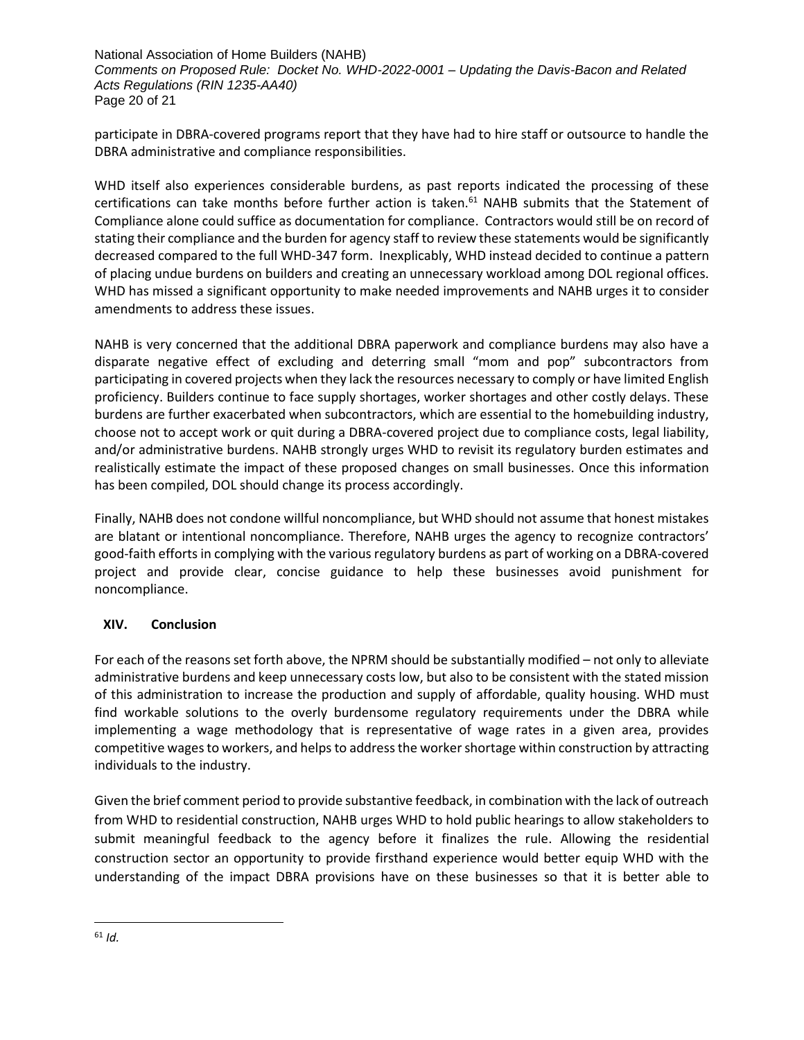participate in DBRA-covered programs report that they have had to hire staff or outsource to handle the DBRA administrative and compliance responsibilities.

WHD itself also experiences considerable burdens, as past reports indicated the processing of these certifications can take months before further action is taken.[61] NAHB submits that the Statement of Compliance alone could suffice as documentation for compliance. Contractors would still be on record of stating their compliance and the burden for agency staff to review these statements would be significantly decreased compared to the full WHD-347 form. Inexplicably, WHD instead decided to continue a pattern of placing undue burdens on builders and creating an unnecessary workload among DOL regional offices. WHD has missed a significant opportunity to make needed improvements and NAHB urges it to consider amendments to address these issues.

NAHB is very concerned that the additional DBRA paperwork and compliance burdens may also have a disparate negative effect of excluding and deterring small "mom and pop" subcontractors from participating in covered projects when they lack the resources necessary to comply or have limited English proficiency. Builders continue to face supply shortages, worker shortages and other costly delays. These burdens are further exacerbated when subcontractors, which are essential to the homebuilding industry, choose not to accept work or quit during a DBRA-covered project due to compliance costs, legal liability, and/or administrative burdens. NAHB strongly urges WHD to revisit its regulatory burden estimates and realistically estimate the impact of these proposed changes on small businesses. Once this information has been compiled, DOL should change its process accordingly.

Finally, NAHB does not condone willful noncompliance, but WHD should not assume that honest mistakes are blatant or intentional noncompliance. Therefore, NAHB urges the agency to recognize contractors' good-faith efforts in complying with the various regulatory burdens as part of working on a DBRA-covered project and provide clear, concise guidance to help these businesses avoid punishment for noncompliance.

## XIV. Conclusion

For each of the reasons set forth above, the NPRM should be substantially modified – not only to alleviate administrative burdens and keep unnecessary costs low, but also to be consistent with the stated mission of this administration to increase the production and supply of affordable, quality housing. WHD must find workable solutions to the overly burdensome regulatory requirements under the DBRA while implementing a wage methodology that is representative of wage rates in a given area, provides competitive wages to workers, and helps to address the worker shortage within construction by attracting individuals to the industry.

Given the brief comment period to provide substantive feedback, in combination with the lack of outreach from WHD to residential construction, NAHB urges WHD to hold public hearings to allow stakeholders to submit meaningful feedback to the agency before it finalizes the rule. Allowing the residential construction sector an opportunity to provide firsthand experience would better equip WHD with the understanding of the impact DBRA provisions have on these businesses so that it is better able to

[61] *Id.*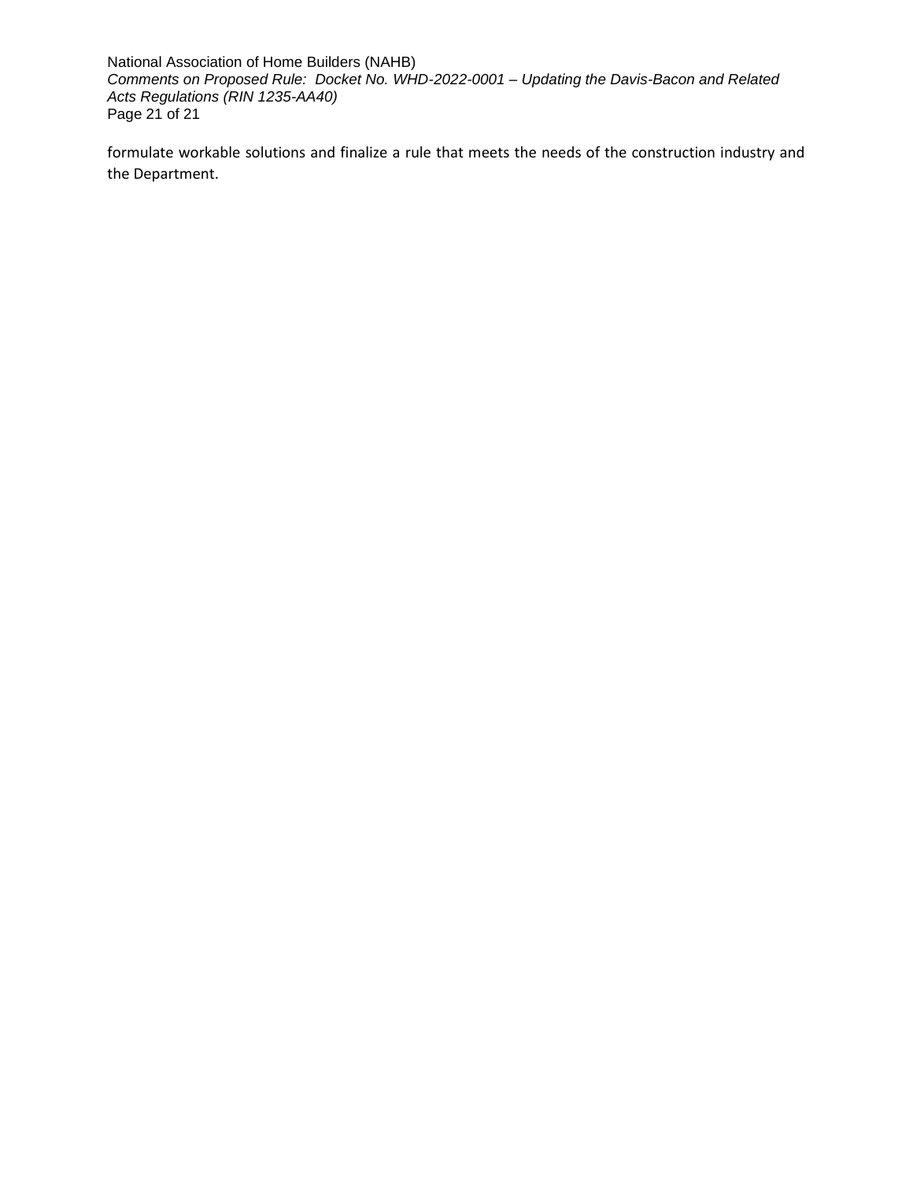formulate workable solutions and finalize a rule that meets the needs of the construction industry and the Department.